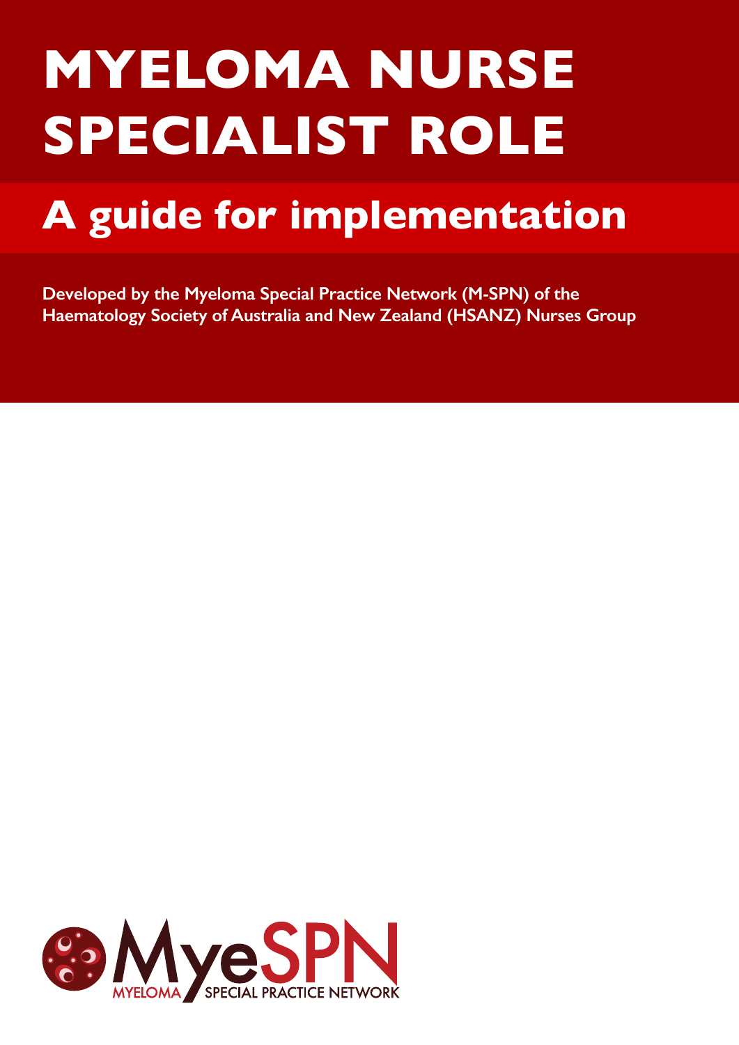# MYELOMA NURSE SPECIALIST ROLE

## A guide for implementation

**Developed by the Myeloma Special Practice Network (M-SPN) of the Haematology Society of Australia and New Zealand (HSANZ) Nurses Group**

MyeSPN

MYELOMA SPECIAL PRACTICE NETWORK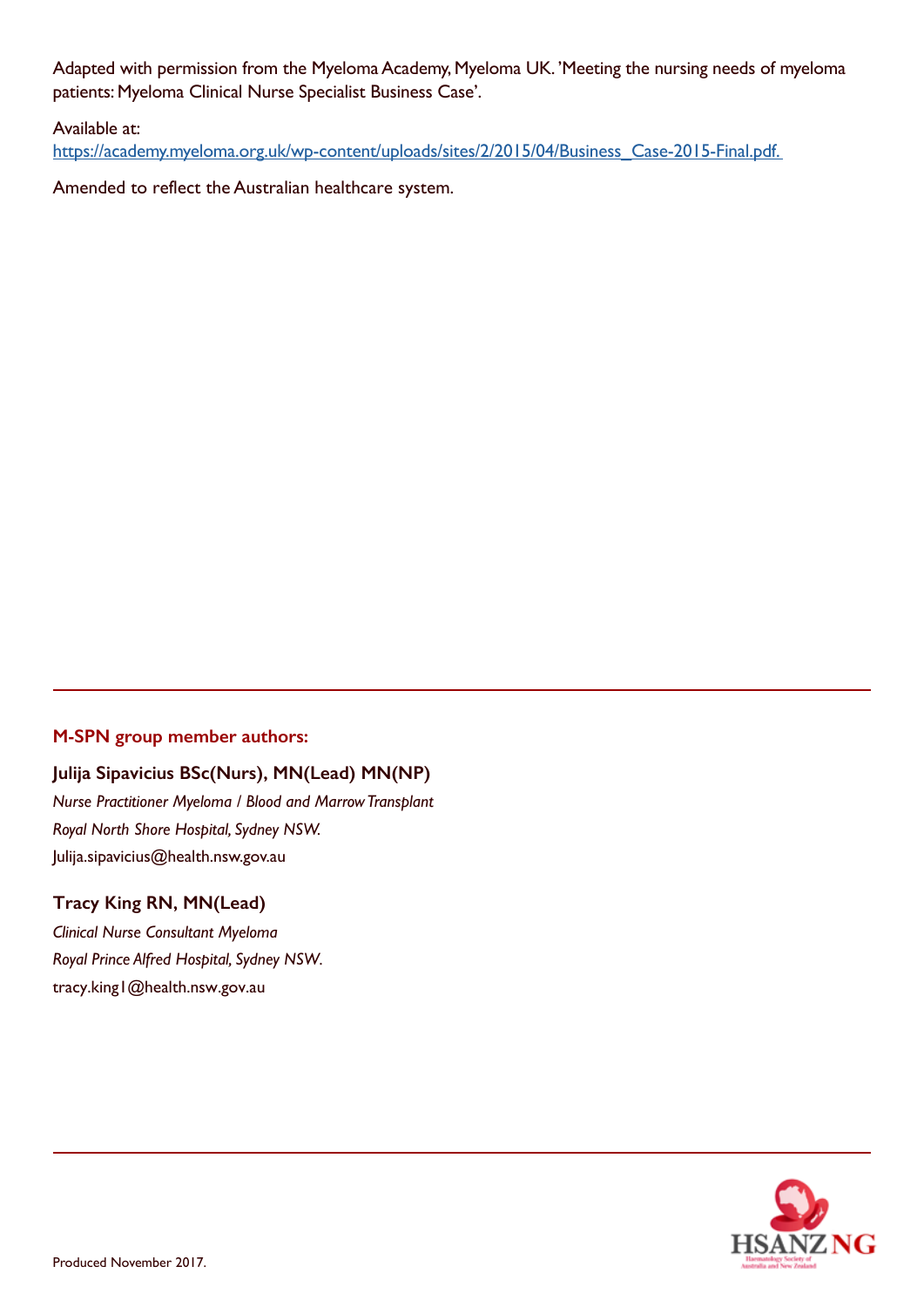Adapted with permission from the Myeloma Academy, Myeloma UK. 'Meeting the nursing needs of myeloma patients: Myeloma Clinical Nurse Specialist Business Case'.

Available at:
[https://academy.myeloma.org.uk/wp-content/uploads/sites/2/2015/04/Business_Case-2015-Final.pdf.](https://academy.myeloma.org.uk/wp-content/uploads/sites/2/2015/04/Business_Case-2015-Final.pdf)

Amended to reflect the Australian healthcare system.

---

### M-SPN group member authors:

**Julija Sipavicius BSc(Nurs), MN(Lead) MN(NP)**
*Nurse Practitioner Myeloma / Blood and Marrow Transplant*
*Royal North Shore Hospital, Sydney NSW.*
Julija.sipavicius@health.nsw.gov.au

**Tracy King RN, MN(Lead)**
*Clinical Nurse Consultant Myeloma*
*Royal Prince Alfred Hospital, Sydney NSW.*
tracy.king1@health.nsw.gov.au

---

Produced November 2017.

HSANZ NG
Haematology Society of Australia and New Zealand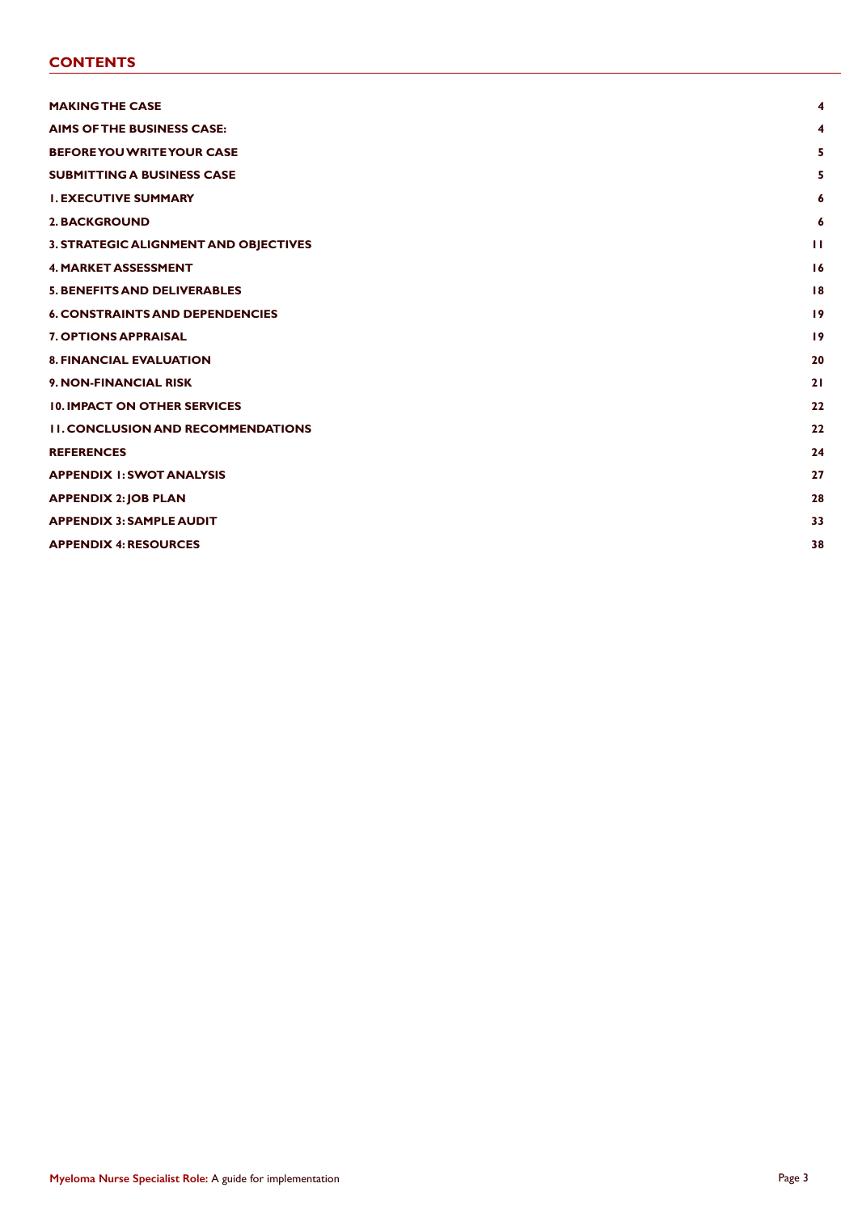## CONTENTS

| | |
|---|---|
| **MAKING THE CASE** | **4** |
| **AIMS OF THE BUSINESS CASE:** | **4** |
| **BEFORE YOU WRITE YOUR CASE** | **5** |
| **SUBMITTING A BUSINESS CASE** | **5** |
| **1. EXECUTIVE SUMMARY** | **6** |
| **2. BACKGROUND** | **6** |
| **3. STRATEGIC ALIGNMENT AND OBJECTIVES** | **11** |
| **4. MARKET ASSESSMENT** | **16** |
| **5. BENEFITS AND DELIVERABLES** | **18** |
| **6. CONSTRAINTS AND DEPENDENCIES** | **19** |
| **7. OPTIONS APPRAISAL** | **19** |
| **8. FINANCIAL EVALUATION** | **20** |
| **9. NON-FINANCIAL RISK** | **21** |
| **10. IMPACT ON OTHER SERVICES** | **22** |
| **11. CONCLUSION AND RECOMMENDATIONS** | **22** |
| **REFERENCES** | **24** |
| **APPENDIX 1: SWOT ANALYSIS** | **27** |
| **APPENDIX 2: JOB PLAN** | **28** |
| **APPENDIX 3: SAMPLE AUDIT** | **33** |
| **APPENDIX 4: RESOURCES** | **38** |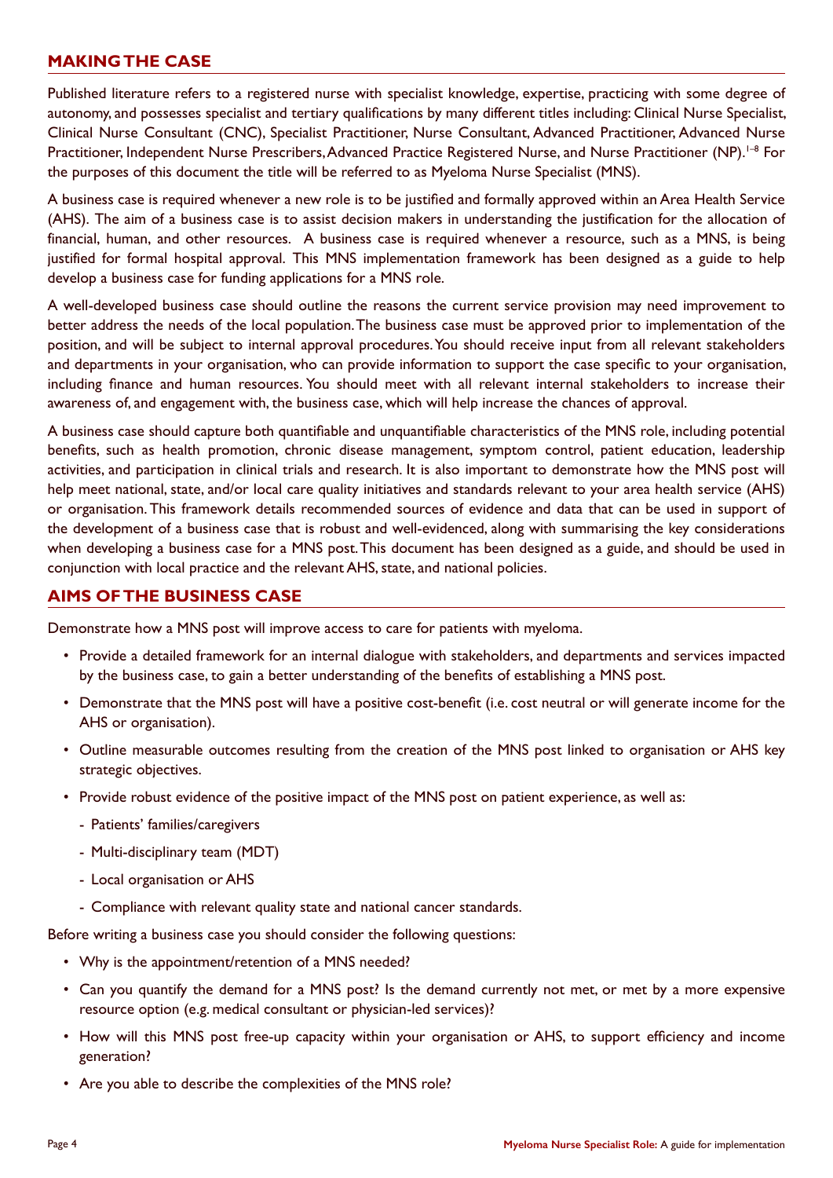## MAKING THE CASE

Published literature refers to a registered nurse with specialist knowledge, expertise, practicing with some degree of autonomy, and possesses specialist and tertiary qualifications by many different titles including: Clinical Nurse Specialist, Clinical Nurse Consultant (CNC), Specialist Practitioner, Nurse Consultant, Advanced Practitioner, Advanced Nurse Practitioner, Independent Nurse Prescribers, Advanced Practice Registered Nurse, and Nurse Practitioner (NP).[1–8] For the purposes of this document the title will be referred to as Myeloma Nurse Specialist (MNS).

A business case is required whenever a new role is to be justified and formally approved within an Area Health Service (AHS). The aim of a business case is to assist decision makers in understanding the justification for the allocation of financial, human, and other resources. A business case is required whenever a resource, such as a MNS, is being justified for formal hospital approval. This MNS implementation framework has been designed as a guide to help develop a business case for funding applications for a MNS role.

A well-developed business case should outline the reasons the current service provision may need improvement to better address the needs of the local population. The business case must be approved prior to implementation of the position, and will be subject to internal approval procedures. You should receive input from all relevant stakeholders and departments in your organisation, who can provide information to support the case specific to your organisation, including finance and human resources. You should meet with all relevant internal stakeholders to increase their awareness of, and engagement with, the business case, which will help increase the chances of approval.

A business case should capture both quantifiable and unquantifiable characteristics of the MNS role, including potential benefits, such as health promotion, chronic disease management, symptom control, patient education, leadership activities, and participation in clinical trials and research. It is also important to demonstrate how the MNS post will help meet national, state, and/or local care quality initiatives and standards relevant to your area health service (AHS) or organisation. This framework details recommended sources of evidence and data that can be used in support of the development of a business case that is robust and well-evidenced, along with summarising the key considerations when developing a business case for a MNS post. This document has been designed as a guide, and should be used in conjunction with local practice and the relevant AHS, state, and national policies.

## AIMS OF THE BUSINESS CASE

Demonstrate how a MNS post will improve access to care for patients with myeloma.

- Provide a detailed framework for an internal dialogue with stakeholders, and departments and services impacted by the business case, to gain a better understanding of the benefits of establishing a MNS post.
- Demonstrate that the MNS post will have a positive cost-benefit (i.e. cost neutral or will generate income for the AHS or organisation).
- Outline measurable outcomes resulting from the creation of the MNS post linked to organisation or AHS key strategic objectives.
- Provide robust evidence of the positive impact of the MNS post on patient experience, as well as:
  - Patients' families/caregivers
  - Multi-disciplinary team (MDT)
  - Local organisation or AHS
  - Compliance with relevant quality state and national cancer standards.

Before writing a business case you should consider the following questions:

- Why is the appointment/retention of a MNS needed?
- Can you quantify the demand for a MNS post? Is the demand currently not met, or met by a more expensive resource option (e.g. medical consultant or physician-led services)?
- How will this MNS post free-up capacity within your organisation or AHS, to support efficiency and income generation?
- Are you able to describe the complexities of the MNS role?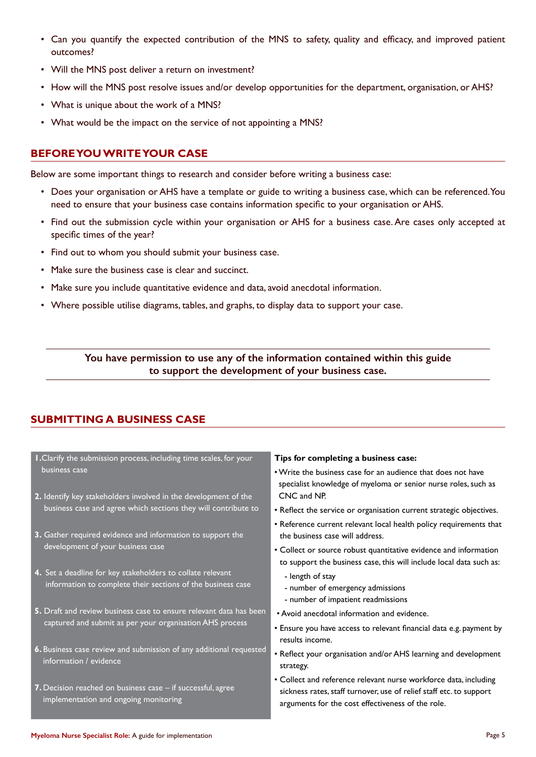- Can you quantify the expected contribution of the MNS to safety, quality and efficacy, and improved patient outcomes?
- Will the MNS post deliver a return on investment?
- How will the MNS post resolve issues and/or develop opportunities for the department, organisation, or AHS?
- What is unique about the work of a MNS?
- What would be the impact on the service of not appointing a MNS?

## BEFORE YOU WRITE YOUR CASE

Below are some important things to research and consider before writing a business case:

- Does your organisation or AHS have a template or guide to writing a business case, which can be referenced. You need to ensure that your business case contains information specific to your organisation or AHS.
- Find out the submission cycle within your organisation or AHS for a business case. Are cases only accepted at specific times of the year?
- Find out to whom you should submit your business case.
- Make sure the business case is clear and succinct.
- Make sure you include quantitative evidence and data, avoid anecdotal information.
- Where possible utilise diagrams, tables, and graphs, to display data to support your case.

**You have permission to use any of the information contained within this guide to support the development of your business case.**

## SUBMITTING A BUSINESS CASE

1. Clarify the submission process, including time scales, for your business case
2. Identify key stakeholders involved in the development of the business case and agree which sections they will contribute to
3. Gather required evidence and information to support the development of your business case
4. Set a deadline for key stakeholders to collate relevant information to complete their sections of the business case
5. Draft and review business case to ensure relevant data has been captured and submit as per your organisation AHS process
6. Business case review and submission of any additional requested information / evidence
7. Decision reached on business case – if successful, agree implementation and ongoing monitoring

**Tips for completing a business case:**

- Write the business case for an audience that does not have specialist knowledge of myeloma or senior nurse roles, such as CNC and NP.
- Reflect the service or organisation current strategic objectives.
- Reference current relevant local health policy requirements that the business case will address.
- Collect or source robust quantitative evidence and information to support the business case, this will include local data such as:
  - length of stay
  - number of emergency admissions
  - number of inpatient readmissions
- Avoid anecdotal information and evidence.
- Ensure you have access to relevant financial data e.g. payment by results income.
- Reflect your organisation and/or AHS learning and development strategy.
- Collect and reference relevant nurse workforce data, including sickness rates, staff turnover, use of relief staff etc. to support arguments for the cost effectiveness of the role.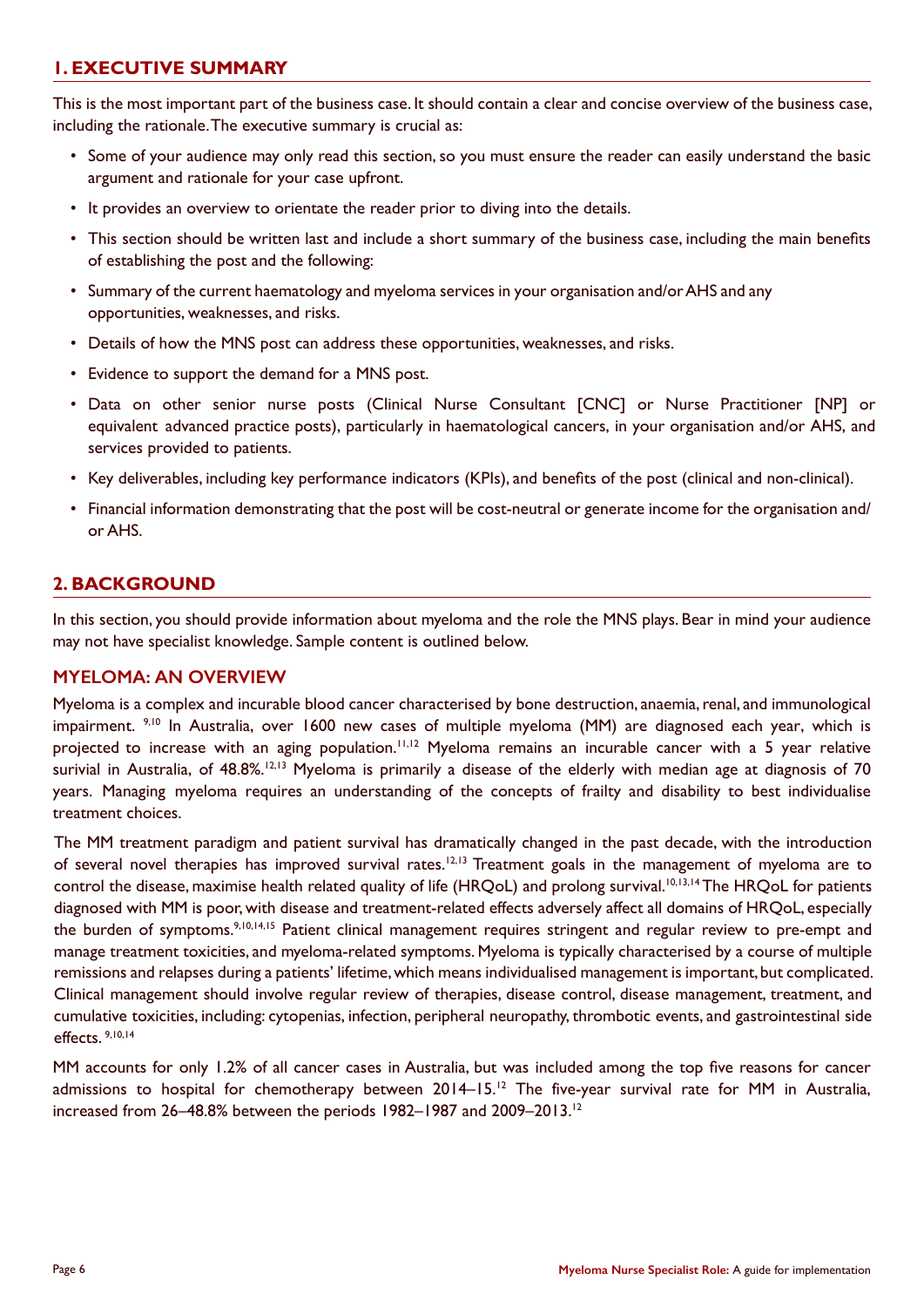## 1. EXECUTIVE SUMMARY

This is the most important part of the business case. It should contain a clear and concise overview of the business case, including the rationale. The executive summary is crucial as:

- Some of your audience may only read this section, so you must ensure the reader can easily understand the basic argument and rationale for your case upfront.
- It provides an overview to orientate the reader prior to diving into the details.
- This section should be written last and include a short summary of the business case, including the main benefits of establishing the post and the following:
- Summary of the current haematology and myeloma services in your organisation and/or AHS and any opportunities, weaknesses, and risks.
- Details of how the MNS post can address these opportunities, weaknesses, and risks.
- Evidence to support the demand for a MNS post.
- Data on other senior nurse posts (Clinical Nurse Consultant [CNC] or Nurse Practitioner [NP] or equivalent advanced practice posts), particularly in haematological cancers, in your organisation and/or AHS, and services provided to patients.
- Key deliverables, including key performance indicators (KPIs), and benefits of the post (clinical and non-clinical).
- Financial information demonstrating that the post will be cost-neutral or generate income for the organisation and/or AHS.

## 2. BACKGROUND

In this section, you should provide information about myeloma and the role the MNS plays. Bear in mind your audience may not have specialist knowledge. Sample content is outlined below.

### MYELOMA: AN OVERVIEW

Myeloma is a complex and incurable blood cancer characterised by bone destruction, anaemia, renal, and immunological impairment. [9,10] In Australia, over 1600 new cases of multiple myeloma (MM) are diagnosed each year, which is projected to increase with an aging population.[11,12] Myeloma remains an incurable cancer with a 5 year relative surivial in Australia, of 48.8%.[12,13] Myeloma is primarily a disease of the elderly with median age at diagnosis of 70 years. Managing myeloma requires an understanding of the concepts of frailty and disability to best individualise treatment choices.

The MM treatment paradigm and patient survival has dramatically changed in the past decade, with the introduction of several novel therapies has improved survival rates.[12,13] Treatment goals in the management of myeloma are to control the disease, maximise health related quality of life (HRQoL) and prolong survival.[10,13,14] The HRQoL for patients diagnosed with MM is poor, with disease and treatment-related effects adversely affect all domains of HRQoL, especially the burden of symptoms.[9,10,14,15] Patient clinical management requires stringent and regular review to pre-empt and manage treatment toxicities, and myeloma-related symptoms. Myeloma is typically characterised by a course of multiple remissions and relapses during a patients' lifetime, which means individualised management is important, but complicated. Clinical management should involve regular review of therapies, disease control, disease management, treatment, and cumulative toxicities, including: cytopenias, infection, peripheral neuropathy, thrombotic events, and gastrointestinal side effects. [9,10,14]

MM accounts for only 1.2% of all cancer cases in Australia, but was included among the top five reasons for cancer admissions to hospital for chemotherapy between 2014–15.[12] The five-year survival rate for MM in Australia, increased from 26–48.8% between the periods 1982–1987 and 2009–2013.[12]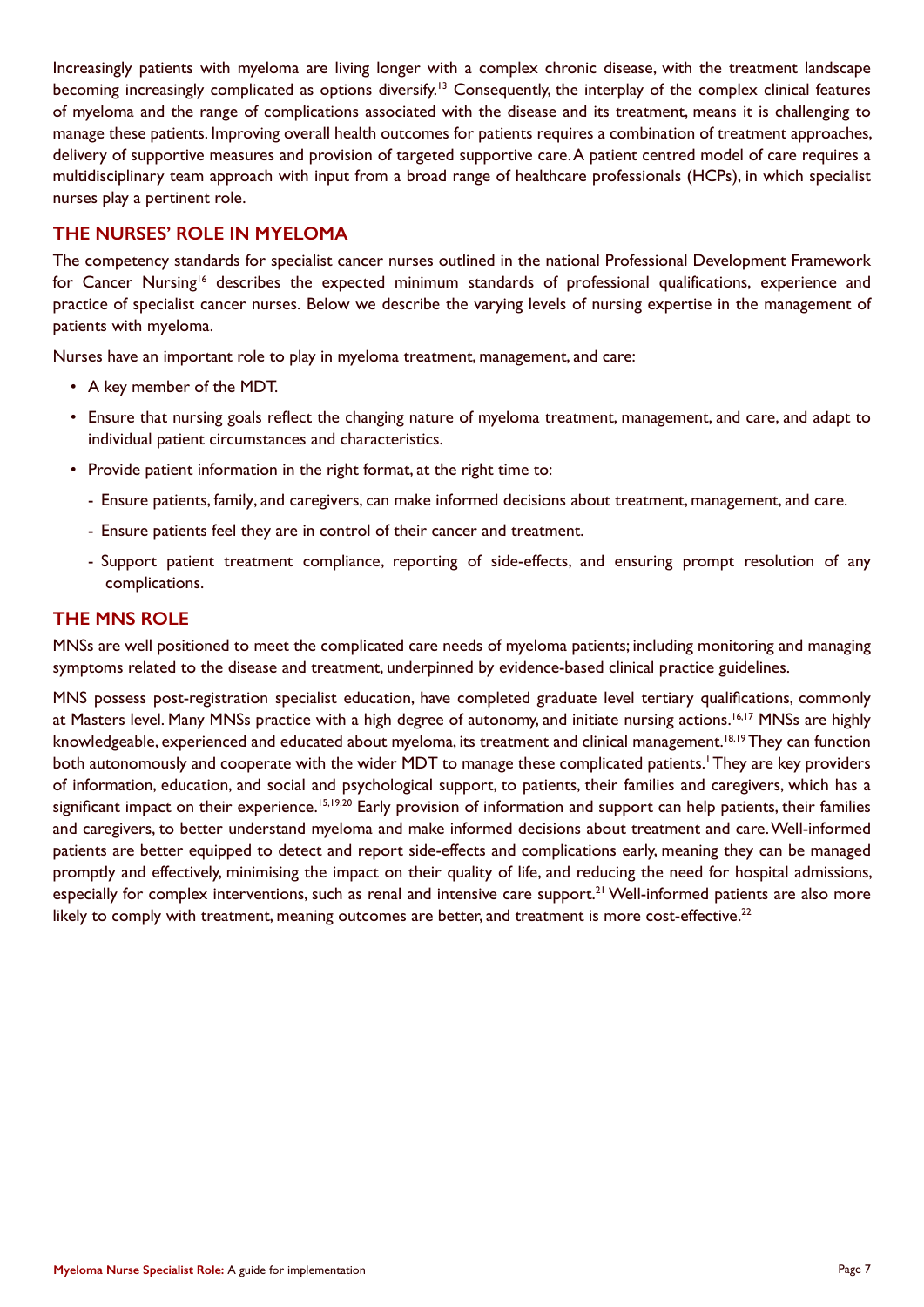Increasingly patients with myeloma are living longer with a complex chronic disease, with the treatment landscape becoming increasingly complicated as options diversify.[13] Consequently, the interplay of the complex clinical features of myeloma and the range of complications associated with the disease and its treatment, means it is challenging to manage these patients. Improving overall health outcomes for patients requires a combination of treatment approaches, delivery of supportive measures and provision of targeted supportive care. A patient centred model of care requires a multidisciplinary team approach with input from a broad range of healthcare professionals (HCPs), in which specialist nurses play a pertinent role.

## THE NURSES' ROLE IN MYELOMA

The competency standards for specialist cancer nurses outlined in the national Professional Development Framework for Cancer Nursing[16] describes the expected minimum standards of professional qualifications, experience and practice of specialist cancer nurses. Below we describe the varying levels of nursing expertise in the management of patients with myeloma.

Nurses have an important role to play in myeloma treatment, management, and care:

- A key member of the MDT.
- Ensure that nursing goals reflect the changing nature of myeloma treatment, management, and care, and adapt to individual patient circumstances and characteristics.
- Provide patient information in the right format, at the right time to:
  - Ensure patients, family, and caregivers, can make informed decisions about treatment, management, and care.
  - Ensure patients feel they are in control of their cancer and treatment.
  - Support patient treatment compliance, reporting of side-effects, and ensuring prompt resolution of any complications.

## THE MNS ROLE

MNSs are well positioned to meet the complicated care needs of myeloma patients; including monitoring and managing symptoms related to the disease and treatment, underpinned by evidence-based clinical practice guidelines.

MNS possess post-registration specialist education, have completed graduate level tertiary qualifications, commonly at Masters level. Many MNSs practice with a high degree of autonomy, and initiate nursing actions.[16,17] MNSs are highly knowledgeable, experienced and educated about myeloma, its treatment and clinical management.[18,19] They can function both autonomously and cooperate with the wider MDT to manage these complicated patients.[1] They are key providers of information, education, and social and psychological support, to patients, their families and caregivers, which has a significant impact on their experience.[15,19,20] Early provision of information and support can help patients, their families and caregivers, to better understand myeloma and make informed decisions about treatment and care. Well-informed patients are better equipped to detect and report side-effects and complications early, meaning they can be managed promptly and effectively, minimising the impact on their quality of life, and reducing the need for hospital admissions, especially for complex interventions, such as renal and intensive care support.[21] Well-informed patients are also more likely to comply with treatment, meaning outcomes are better, and treatment is more cost-effective.[22]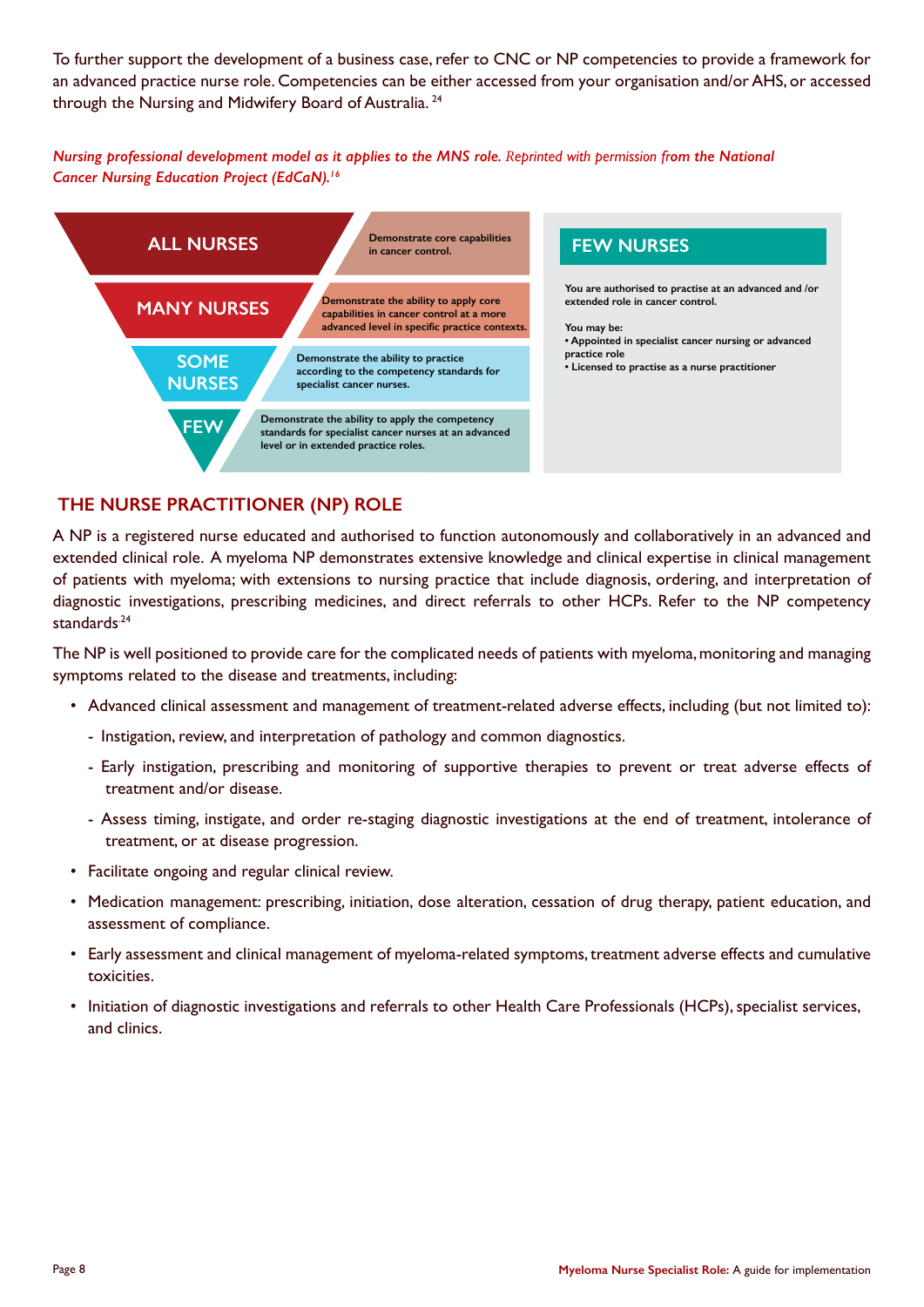To further support the development of a business case, refer to CNC or NP competencies to provide a framework for an advanced practice nurse role. Competencies can be either accessed from your organisation and/or AHS, or accessed through the Nursing and Midwifery Board of Australia. [24]

*Nursing professional development model as it applies to the MNS role. Reprinted with permission from the National Cancer Nursing Education Project (EdCaN).[16]*

| | |
|---|---|
| **ALL NURSES** | Demonstrate core capabilities in cancer control. |
| **MANY NURSES** | Demonstrate the ability to apply core capabilities in cancer control at a more advanced level in specific practice contexts. |
| **SOME NURSES** | Demonstrate the ability to practice according to the competency standards for specialist cancer nurses. |
| **FEW** | Demonstrate the ability to apply the competency standards for specialist cancer nurses at an advanced level or in extended practice roles. |

**FEW NURSES**

You are authorised to practise at an advanced and /or extended role in cancer control.

You may be:
- Appointed in specialist cancer nursing or advanced practice role
- Licensed to practise as a nurse practitioner

## THE NURSE PRACTITIONER (NP) ROLE

A NP is a registered nurse educated and authorised to function autonomously and collaboratively in an advanced and extended clinical role. A myeloma NP demonstrates extensive knowledge and clinical expertise in clinical management of patients with myeloma; with extensions to nursing practice that include diagnosis, ordering, and interpretation of diagnostic investigations, prescribing medicines, and direct referrals to other HCPs. Refer to the NP competency standards[24]

The NP is well positioned to provide care for the complicated needs of patients with myeloma, monitoring and managing symptoms related to the disease and treatments, including:

- Advanced clinical assessment and management of treatment-related adverse effects, including (but not limited to):
  - Instigation, review, and interpretation of pathology and common diagnostics.
  - Early instigation, prescribing and monitoring of supportive therapies to prevent or treat adverse effects of treatment and/or disease.
  - Assess timing, instigate, and order re-staging diagnostic investigations at the end of treatment, intolerance of treatment, or at disease progression.
- Facilitate ongoing and regular clinical review.
- Medication management: prescribing, initiation, dose alteration, cessation of drug therapy, patient education, and assessment of compliance.
- Early assessment and clinical management of myeloma-related symptoms, treatment adverse effects and cumulative toxicities.
- Initiation of diagnostic investigations and referrals to other Health Care Professionals (HCPs), specialist services, and clinics.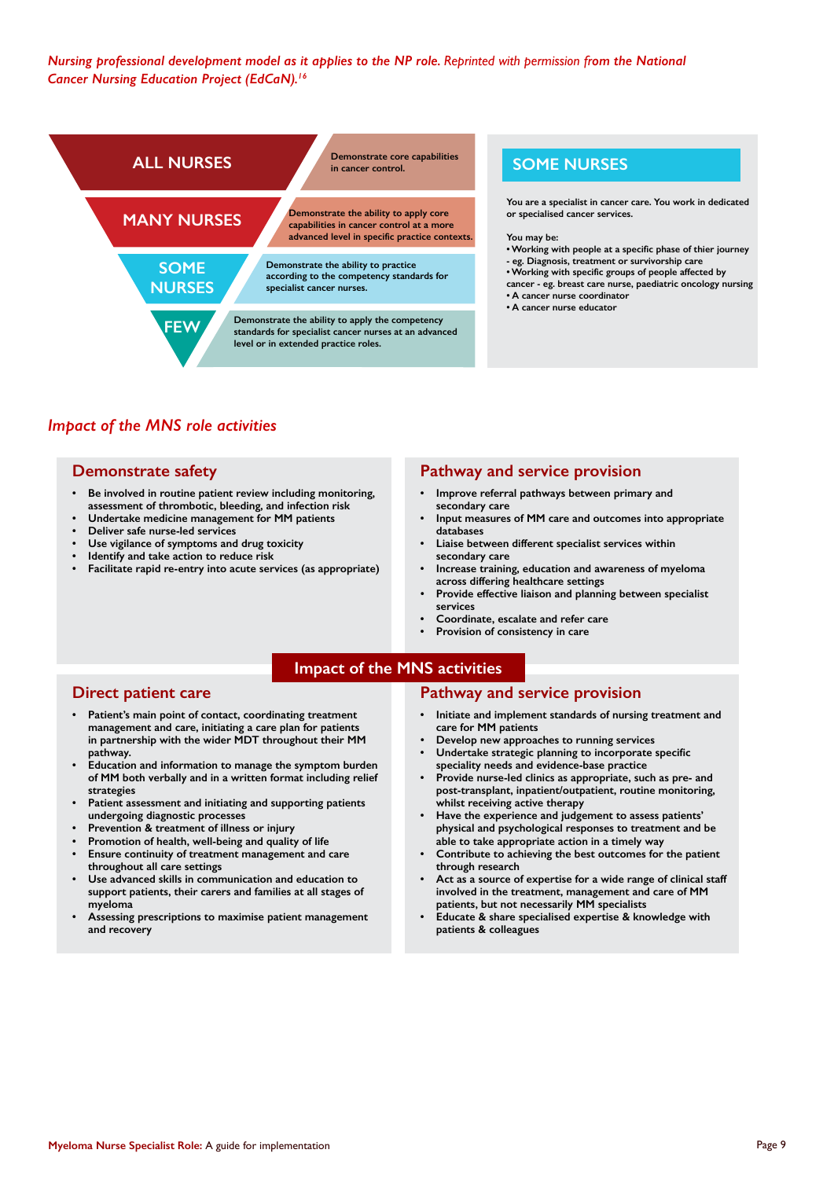*Nursing professional development model as it applies to the NP role. Reprinted with permission from the National Cancer Nursing Education Project (EdCaN).*[16]

| Level | Description |
|---|---|
| ALL NURSES | Demonstrate core capabilities in cancer control. |
| MANY NURSES | Demonstrate the ability to apply core capabilities in cancer control at a more advanced level in specific practice contexts. |
| SOME NURSES | Demonstrate the ability to practice according to the competency standards for specialist cancer nurses. |
| FEW | Demonstrate the ability to apply the competency standards for specialist cancer nurses at an advanced level or in extended practice roles. |

**SOME NURSES**

You are a specialist in cancer care. You work in dedicated or specialised cancer services.

You may be:

- Working with people at a specific phase of thier journey - eg. Diagnosis, treatment or survivorship care
- Working with specific groups of people affected by cancer - eg. breast care nurse, paediatric oncology nursing
- A cancer nurse coordinator
- A cancer nurse educator

## *Impact of the MNS role activities*

### Demonstrate safety

- Be involved in routine patient review including monitoring, assessment of thrombotic, bleeding, and infection risk
- Undertake medicine management for MM patients
- Deliver safe nurse-led services
- Use vigilance of symptoms and drug toxicity
- Identify and take action to reduce risk
- Facilitate rapid re-entry into acute services (as appropriate)

### Pathway and service provision

- Improve referral pathways between primary and secondary care
- Input measures of MM care and outcomes into appropriate databases
- Liaise between different specialist services within secondary care
- Increase training, education and awareness of myeloma across differing healthcare settings
- Provide effective liaison and planning between specialist services
- Coordinate, escalate and refer care
- Provision of consistency in care

## Impact of the MNS activities

### Direct patient care

- Patient's main point of contact, coordinating treatment management and care, initiating a care plan for patients in partnership with the wider MDT throughout their MM pathway.
- Education and information to manage the symptom burden of MM both verbally and in a written format including relief strategies
- Patient assessment and initiating and supporting patients undergoing diagnostic processes
- Prevention & treatment of illness or injury
- Promotion of health, well-being and quality of life
- Ensure continuity of treatment management and care throughout all care settings
- Use advanced skills in communication and education to support patients, their carers and families at all stages of myeloma
- Assessing prescriptions to maximise patient management and recovery

### Pathway and service provision

- Initiate and implement standards of nursing treatment and care for MM patients
- Develop new approaches to running services
- Undertake strategic planning to incorporate specific speciality needs and evidence-base practice
- Provide nurse-led clinics as appropriate, such as pre- and post-transplant, inpatient/outpatient, routine monitoring, whilst receiving active therapy
- Have the experience and judgement to assess patients' physical and psychological responses to treatment and be able to take appropriate action in a timely way
- Contribute to achieving the best outcomes for the patient through research
- Act as a source of expertise for a wide range of clinical staff involved in the treatment, management and care of MM patients, but not necessarily MM specialists
- Educate & share specialised expertise & knowledge with patients & colleagues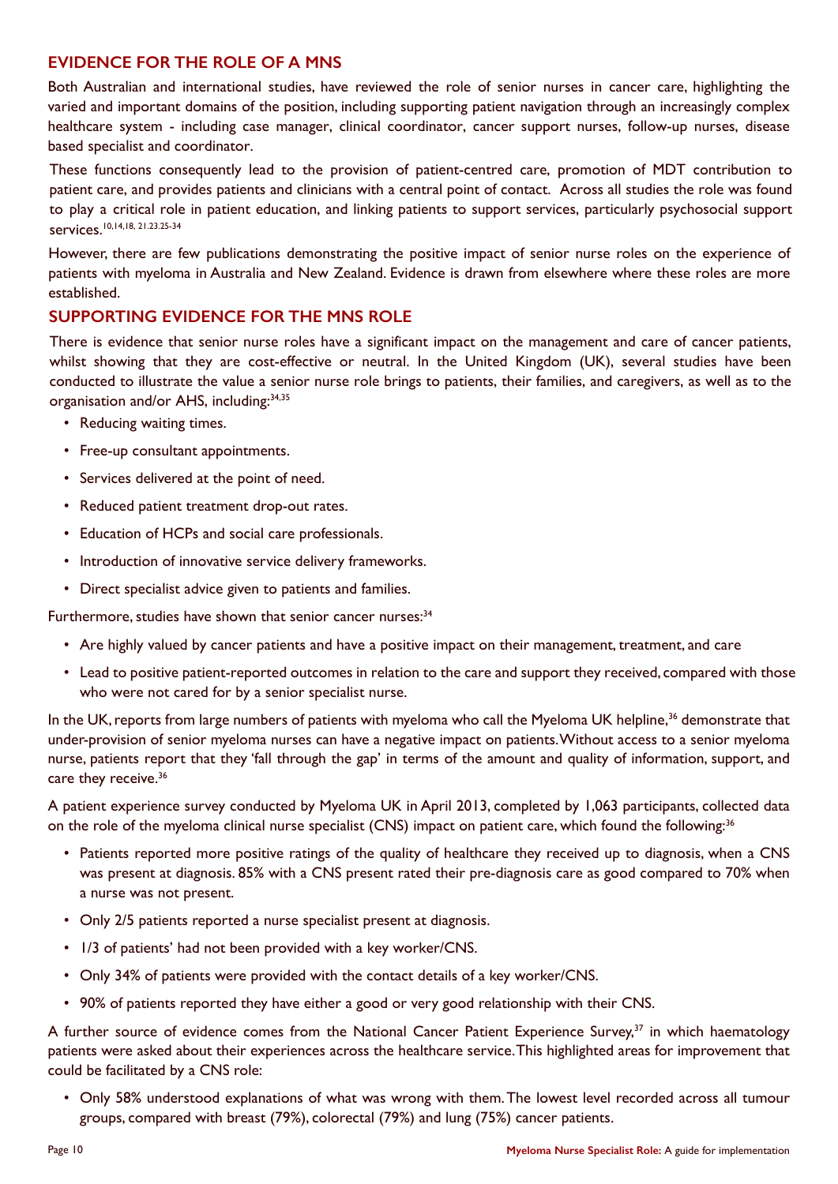## EVIDENCE FOR THE ROLE OF A MNS

Both Australian and international studies, have reviewed the role of senior nurses in cancer care, highlighting the varied and important domains of the position, including supporting patient navigation through an increasingly complex healthcare system - including case manager, clinical coordinator, cancer support nurses, follow-up nurses, disease based specialist and coordinator.

These functions consequently lead to the provision of patient-centred care, promotion of MDT contribution to patient care, and provides patients and clinicians with a central point of contact. Across all studies the role was found to play a critical role in patient education, and linking patients to support services, particularly psychosocial support services.[10,14,18, 21.23.25-34]

However, there are few publications demonstrating the positive impact of senior nurse roles on the experience of patients with myeloma in Australia and New Zealand. Evidence is drawn from elsewhere where these roles are more established.

## SUPPORTING EVIDENCE FOR THE MNS ROLE

There is evidence that senior nurse roles have a significant impact on the management and care of cancer patients, whilst showing that they are cost-effective or neutral. In the United Kingdom (UK), several studies have been conducted to illustrate the value a senior nurse role brings to patients, their families, and caregivers, as well as to the organisation and/or AHS, including:[34,35]

- Reducing waiting times.
- Free-up consultant appointments.
- Services delivered at the point of need.
- Reduced patient treatment drop-out rates.
- Education of HCPs and social care professionals.
- Introduction of innovative service delivery frameworks.
- Direct specialist advice given to patients and families.

Furthermore, studies have shown that senior cancer nurses:[34]

- Are highly valued by cancer patients and have a positive impact on their management, treatment, and care
- Lead to positive patient-reported outcomes in relation to the care and support they received, compared with those who were not cared for by a senior specialist nurse.

In the UK, reports from large numbers of patients with myeloma who call the Myeloma UK helpline,[36] demonstrate that under-provision of senior myeloma nurses can have a negative impact on patients. Without access to a senior myeloma nurse, patients report that they 'fall through the gap' in terms of the amount and quality of information, support, and care they receive.[36]

A patient experience survey conducted by Myeloma UK in April 2013, completed by 1,063 participants, collected data on the role of the myeloma clinical nurse specialist (CNS) impact on patient care, which found the following:[36]

- Patients reported more positive ratings of the quality of healthcare they received up to diagnosis, when a CNS was present at diagnosis. 85% with a CNS present rated their pre-diagnosis care as good compared to 70% when a nurse was not present.
- Only 2/5 patients reported a nurse specialist present at diagnosis.
- 1/3 of patients' had not been provided with a key worker/CNS.
- Only 34% of patients were provided with the contact details of a key worker/CNS.
- 90% of patients reported they have either a good or very good relationship with their CNS.

A further source of evidence comes from the National Cancer Patient Experience Survey,[37] in which haematology patients were asked about their experiences across the healthcare service. This highlighted areas for improvement that could be facilitated by a CNS role:

- Only 58% understood explanations of what was wrong with them. The lowest level recorded across all tumour groups, compared with breast (79%), colorectal (79%) and lung (75%) cancer patients.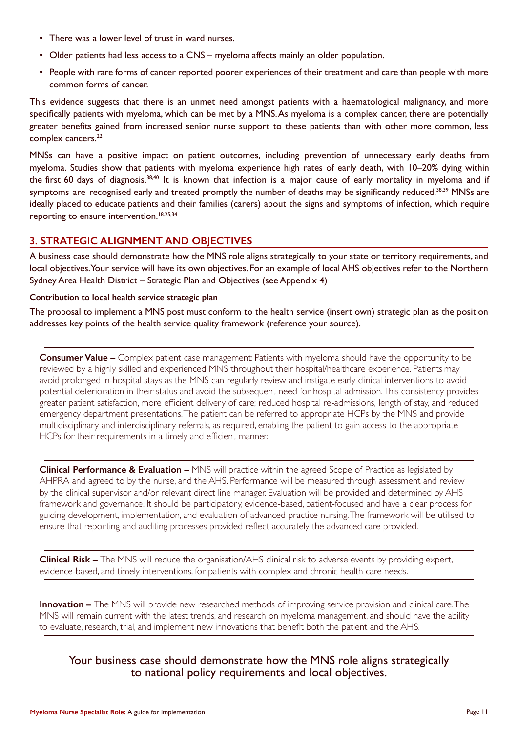- There was a lower level of trust in ward nurses.
- Older patients had less access to a CNS – myeloma affects mainly an older population.
- People with rare forms of cancer reported poorer experiences of their treatment and care than people with more common forms of cancer.

This evidence suggests that there is an unmet need amongst patients with a haematological malignancy, and more specifically patients with myeloma, which can be met by a MNS. As myeloma is a complex cancer, there are potentially greater benefits gained from increased senior nurse support to these patients than with other more common, less complex cancers.[22]

MNSs can have a positive impact on patient outcomes, including prevention of unnecessary early deaths from myeloma. Studies show that patients with myeloma experience high rates of early death, with 10–20% dying within the first 60 days of diagnosis.[38,40] It is known that infection is a major cause of early mortality in myeloma and if symptoms are recognised early and treated promptly the number of deaths may be significantly reduced.[38,39] MNSs are ideally placed to educate patients and their families (carers) about the signs and symptoms of infection, which require reporting to ensure intervention.[18,25,34]

## 3. STRATEGIC ALIGNMENT AND OBJECTIVES

A business case should demonstrate how the MNS role aligns strategically to your state or territory requirements, and local objectives. Your service will have its own objectives. For an example of local AHS objectives refer to the Northern Sydney Area Health District – Strategic Plan and Objectives (see Appendix 4)

#### Contribution to local health service strategic plan

The proposal to implement a MNS post must conform to the health service (insert own) strategic plan as the position addresses key points of the health service quality framework (reference your source).

**Consumer Value –** Complex patient case management: Patients with myeloma should have the opportunity to be reviewed by a highly skilled and experienced MNS throughout their hospital/healthcare experience. Patients may avoid prolonged in-hospital stays as the MNS can regularly review and instigate early clinical interventions to avoid potential deterioration in their status and avoid the subsequent need for hospital admission. This consistency provides greater patient satisfaction, more efficient delivery of care; reduced hospital re-admissions, length of stay, and reduced emergency department presentations. The patient can be referred to appropriate HCPs by the MNS and provide multidisciplinary and interdisciplinary referrals, as required, enabling the patient to gain access to the appropriate HCPs for their requirements in a timely and efficient manner.

**Clinical Performance & Evaluation –** MNS will practice within the agreed Scope of Practice as legislated by AHPRA and agreed to by the nurse, and the AHS. Performance will be measured through assessment and review by the clinical supervisor and/or relevant direct line manager. Evaluation will be provided and determined by AHS framework and governance. It should be participatory, evidence-based, patient-focused and have a clear process for guiding development, implementation, and evaluation of advanced practice nursing. The framework will be utilised to ensure that reporting and auditing processes provided reflect accurately the advanced care provided.

**Clinical Risk –** The MNS will reduce the organisation/AHS clinical risk to adverse events by providing expert, evidence-based, and timely interventions, for patients with complex and chronic health care needs.

**Innovation –** The MNS will provide new researched methods of improving service provision and clinical care. The MNS will remain current with the latest trends, and research on myeloma management, and should have the ability to evaluate, research, trial, and implement new innovations that benefit both the patient and the AHS.

Your business case should demonstrate how the MNS role aligns strategically to national policy requirements and local objectives.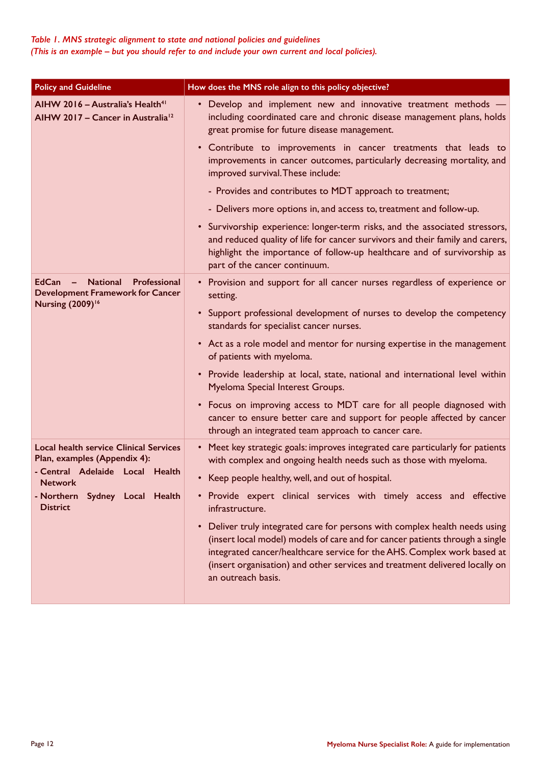*Table 1. MNS strategic alignment to state and national policies and guidelines*
*(This is an example – but you should refer to and include your own current and local policies).*

| Policy and Guideline | How does the MNS role align to this policy objective? |
|---|---|
| **AIHW 2016 – Australia's Health**[41] <br> **AIHW 2017 – Cancer in Australia**[12] | • Develop and implement new and innovative treatment methods — including coordinated care and chronic disease management plans, holds great promise for future disease management. <br> • Contribute to improvements in cancer treatments that leads to improvements in cancer outcomes, particularly decreasing mortality, and improved survival. These include: <br> - Provides and contributes to MDT approach to treatment; <br> - Delivers more options in, and access to, treatment and follow-up. <br> • Survivorship experience: longer-term risks, and the associated stressors, and reduced quality of life for cancer survivors and their family and carers, highlight the importance of follow-up healthcare and of survivorship as part of the cancer continuum. |
| **EdCan – National Professional Development Framework for Cancer Nursing (2009)**[16] | • Provision and support for all cancer nurses regardless of experience or setting. <br> • Support professional development of nurses to develop the competency standards for specialist cancer nurses. <br> • Act as a role model and mentor for nursing expertise in the management of patients with myeloma. <br> • Provide leadership at local, state, national and international level within Myeloma Special Interest Groups. <br> • Focus on improving access to MDT care for all people diagnosed with cancer to ensure better care and support for people affected by cancer through an integrated team approach to cancer care. |
| **Local health service Clinical Services Plan, examples (Appendix 4):** <br> **- Central Adelaide Local Health Network** <br> **- Northern Sydney Local Health District** | • Meet key strategic goals: improves integrated care particularly for patients with complex and ongoing health needs such as those with myeloma. <br> • Keep people healthy, well, and out of hospital. <br> • Provide expert clinical services with timely access and effective infrastructure. <br> • Deliver truly integrated care for persons with complex health needs using (insert local model) models of care and for cancer patients through a single integrated cancer/healthcare service for the AHS. Complex work based at (insert organisation) and other services and treatment delivered locally on an outreach basis. |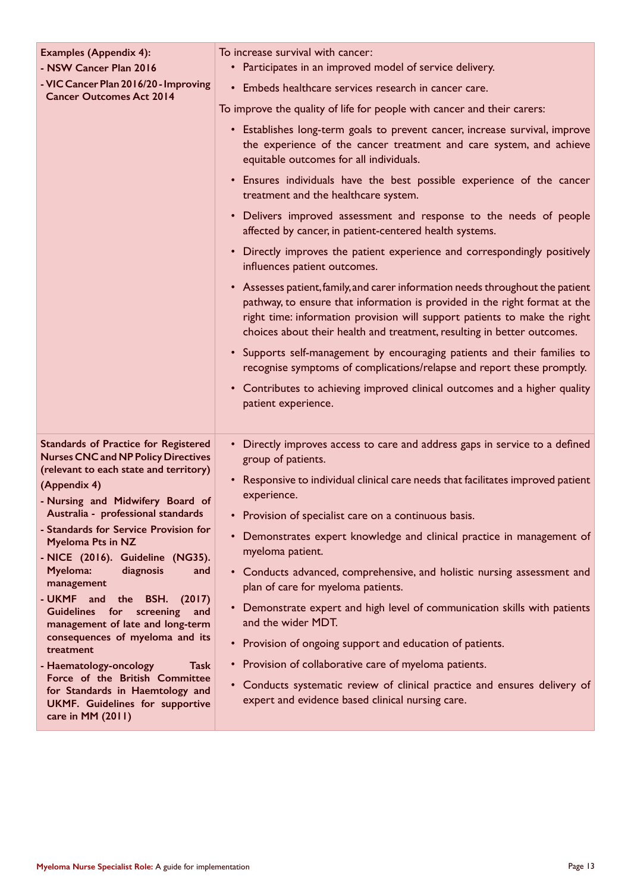| | |
|---|---|
| **Examples (Appendix 4):**<br>**- NSW Cancer Plan 2016**<br>**- VIC Cancer Plan 2016/20 - Improving Cancer Outcomes Act 2014** | To increase survival with cancer:<br>• Participates in an improved model of service delivery.<br>• Embeds healthcare services research in cancer care.<br>To improve the quality of life for people with cancer and their carers:<br>• Establishes long-term goals to prevent cancer, increase survival, improve the experience of the cancer treatment and care system, and achieve equitable outcomes for all individuals.<br>• Ensures individuals have the best possible experience of the cancer treatment and the healthcare system.<br>• Delivers improved assessment and response to the needs of people affected by cancer, in patient-centered health systems.<br>• Directly improves the patient experience and correspondingly positively influences patient outcomes.<br>• Assesses patient, family, and carer information needs throughout the patient pathway, to ensure that information is provided in the right format at the right time: information provision will support patients to make the right choices about their health and treatment, resulting in better outcomes.<br>• Supports self-management by encouraging patients and their families to recognise symptoms of complications/relapse and report these promptly.<br>• Contributes to achieving improved clinical outcomes and a higher quality patient experience. |
| **Standards of Practice for Registered Nurses CNC and NP Policy Directives (relevant to each state and territory) (Appendix 4)**<br>**- Nursing and Midwifery Board of Australia - professional standards**<br>**- Standards for Service Provision for Myeloma Pts in NZ**<br>**- NICE (2016). Guideline (NG35). Myeloma: diagnosis and management**<br>**- UKMF and the BSH. (2017) Guidelines for screening and management of late and long-term consequences of myeloma and its treatment**<br>**- Haematology-oncology Task Force of the British Committee for Standards in Haemtology and UKMF. Guidelines for supportive care in MM (2011)** | • Directly improves access to care and address gaps in service to a defined group of patients.<br>• Responsive to individual clinical care needs that facilitates improved patient experience.<br>• Provision of specialist care on a continuous basis.<br>• Demonstrates expert knowledge and clinical practice in management of myeloma patient.<br>• Conducts advanced, comprehensive, and holistic nursing assessment and plan of care for myeloma patients.<br>• Demonstrate expert and high level of communication skills with patients and the wider MDT.<br>• Provision of ongoing support and education of patients.<br>• Provision of collaborative care of myeloma patients.<br>• Conducts systematic review of clinical practice and ensures delivery of expert and evidence based clinical nursing care. |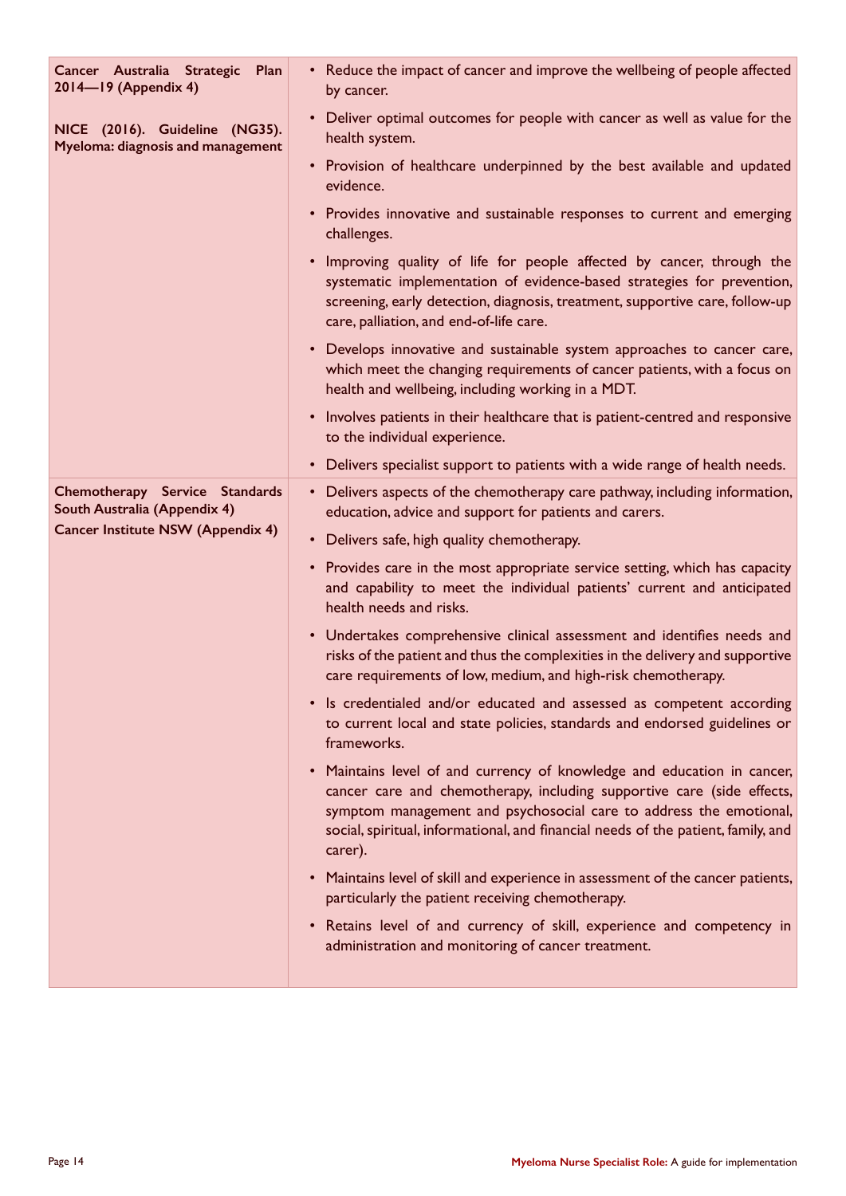| | |
|---|---|
| **Cancer Australia Strategic Plan 2014—19 (Appendix 4)**<br><br>**NICE (2016). Guideline (NG35). Myeloma: diagnosis and management** | • Reduce the impact of cancer and improve the wellbeing of people affected by cancer.<br>• Deliver optimal outcomes for people with cancer as well as value for the health system.<br>• Provision of healthcare underpinned by the best available and updated evidence.<br>• Provides innovative and sustainable responses to current and emerging challenges.<br>• Improving quality of life for people affected by cancer, through the systematic implementation of evidence-based strategies for prevention, screening, early detection, diagnosis, treatment, supportive care, follow-up care, palliation, and end-of-life care.<br>• Develops innovative and sustainable system approaches to cancer care, which meet the changing requirements of cancer patients, with a focus on health and wellbeing, including working in a MDT.<br>• Involves patients in their healthcare that is patient-centred and responsive to the individual experience.<br>• Delivers specialist support to patients with a wide range of health needs. |
| **Chemotherapy Service Standards South Australia (Appendix 4)**<br>**Cancer Institute NSW (Appendix 4)** | • Delivers aspects of the chemotherapy care pathway, including information, education, advice and support for patients and carers.<br>• Delivers safe, high quality chemotherapy.<br>• Provides care in the most appropriate service setting, which has capacity and capability to meet the individual patients' current and anticipated health needs and risks.<br>• Undertakes comprehensive clinical assessment and identifies needs and risks of the patient and thus the complexities in the delivery and supportive care requirements of low, medium, and high-risk chemotherapy.<br>• Is credentialed and/or educated and assessed as competent according to current local and state policies, standards and endorsed guidelines or frameworks.<br>• Maintains level of and currency of knowledge and education in cancer, cancer care and chemotherapy, including supportive care (side effects, symptom management and psychosocial care to address the emotional, social, spiritual, informational, and financial needs of the patient, family, and carer).<br>• Maintains level of skill and experience in assessment of the cancer patients, particularly the patient receiving chemotherapy.<br>• Retains level of and currency of skill, experience and competency in administration and monitoring of cancer treatment. |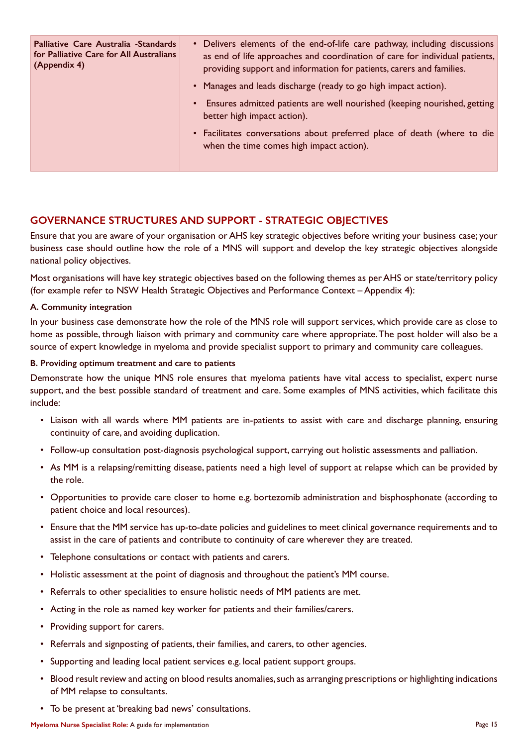| Palliative Care Australia -Standards for Palliative Care for All Australians (Appendix 4) | • Delivers elements of the end-of-life care pathway, including discussions as end of life approaches and coordination of care for individual patients, providing support and information for patients, carers and families.<br>• Manages and leads discharge (ready to go high impact action).<br>• Ensures admitted patients are well nourished (keeping nourished, getting better high impact action).<br>• Facilitates conversations about preferred place of death (where to die when the time comes high impact action). |
|---|---|

## GOVERNANCE STRUCTURES AND SUPPORT - STRATEGIC OBJECTIVES

Ensure that you are aware of your organisation or AHS key strategic objectives before writing your business case; your business case should outline how the role of a MNS will support and develop the key strategic objectives alongside national policy objectives.

Most organisations will have key strategic objectives based on the following themes as per AHS or state/territory policy (for example refer to NSW Health Strategic Objectives and Performance Context – Appendix 4):

**A. Community integration**

In your business case demonstrate how the role of the MNS role will support services, which provide care as close to home as possible, through liaison with primary and community care where appropriate. The post holder will also be a source of expert knowledge in myeloma and provide specialist support to primary and community care colleagues.

**B. Providing optimum treatment and care to patients**

Demonstrate how the unique MNS role ensures that myeloma patients have vital access to specialist, expert nurse support, and the best possible standard of treatment and care. Some examples of MNS activities, which facilitate this include:

- Liaison with all wards where MM patients are in-patients to assist with care and discharge planning, ensuring continuity of care, and avoiding duplication.
- Follow-up consultation post-diagnosis psychological support, carrying out holistic assessments and palliation.
- As MM is a relapsing/remitting disease, patients need a high level of support at relapse which can be provided by the role.
- Opportunities to provide care closer to home e.g. bortezomib administration and bisphosphonate (according to patient choice and local resources).
- Ensure that the MM service has up-to-date policies and guidelines to meet clinical governance requirements and to assist in the care of patients and contribute to continuity of care wherever they are treated.
- Telephone consultations or contact with patients and carers.
- Holistic assessment at the point of diagnosis and throughout the patient's MM course.
- Referrals to other specialities to ensure holistic needs of MM patients are met.
- Acting in the role as named key worker for patients and their families/carers.
- Providing support for carers.
- Referrals and signposting of patients, their families, and carers, to other agencies.
- Supporting and leading local patient services e.g. local patient support groups.
- Blood result review and acting on blood results anomalies, such as arranging prescriptions or highlighting indications of MM relapse to consultants.
- To be present at 'breaking bad news' consultations.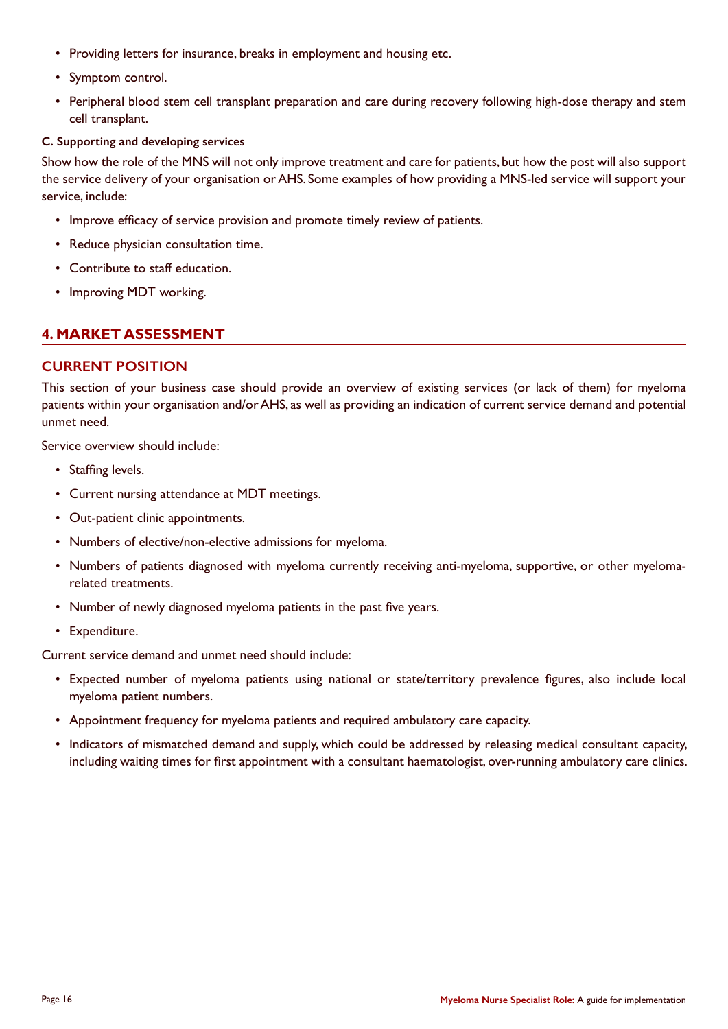- Providing letters for insurance, breaks in employment and housing etc.
- Symptom control.
- Peripheral blood stem cell transplant preparation and care during recovery following high-dose therapy and stem cell transplant.

**C. Supporting and developing services**

Show how the role of the MNS will not only improve treatment and care for patients, but how the post will also support the service delivery of your organisation or AHS. Some examples of how providing a MNS-led service will support your service, include:

- Improve efficacy of service provision and promote timely review of patients.
- Reduce physician consultation time.
- Contribute to staff education.
- Improving MDT working.

## 4. MARKET ASSESSMENT

### CURRENT POSITION

This section of your business case should provide an overview of existing services (or lack of them) for myeloma patients within your organisation and/or AHS, as well as providing an indication of current service demand and potential unmet need.

Service overview should include:

- Staffing levels.
- Current nursing attendance at MDT meetings.
- Out-patient clinic appointments.
- Numbers of elective/non-elective admissions for myeloma.
- Numbers of patients diagnosed with myeloma currently receiving anti-myeloma, supportive, or other myeloma-related treatments.
- Number of newly diagnosed myeloma patients in the past five years.
- Expenditure.

Current service demand and unmet need should include:

- Expected number of myeloma patients using national or state/territory prevalence figures, also include local myeloma patient numbers.
- Appointment frequency for myeloma patients and required ambulatory care capacity.
- Indicators of mismatched demand and supply, which could be addressed by releasing medical consultant capacity, including waiting times for first appointment with a consultant haematologist, over-running ambulatory care clinics.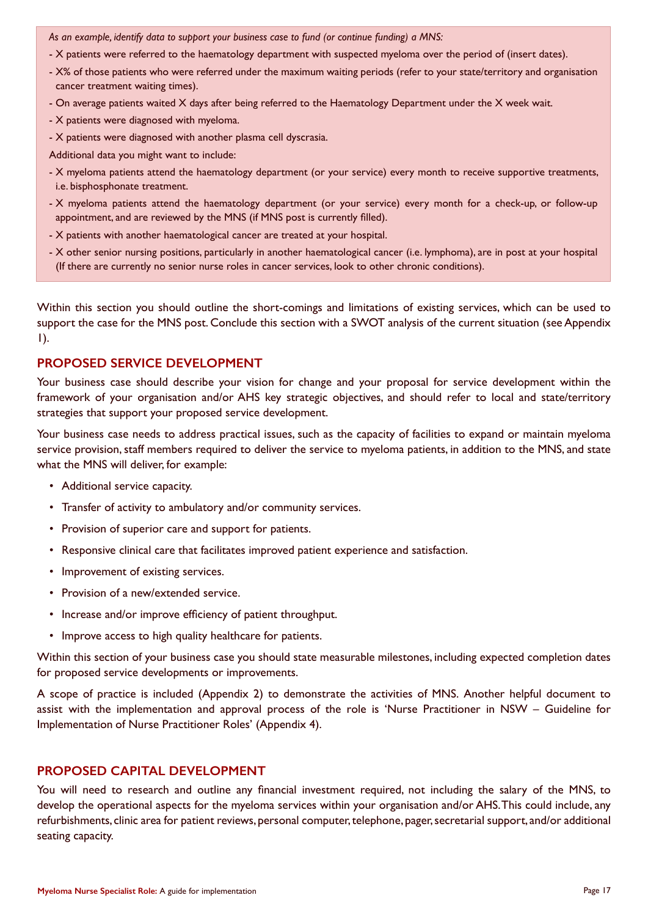*As an example, identify data to support your business case to fund (or continue funding) a MNS:*

- X patients were referred to the haematology department with suspected myeloma over the period of (insert dates).
- X% of those patients who were referred under the maximum waiting periods (refer to your state/territory and organisation cancer treatment waiting times).
- On average patients waited X days after being referred to the Haematology Department under the X week wait.
- X patients were diagnosed with myeloma.
- X patients were diagnosed with another plasma cell dyscrasia.

Additional data you might want to include:

- X myeloma patients attend the haematology department (or your service) every month to receive supportive treatments, i.e. bisphosphonate treatment.
- X myeloma patients attend the haematology department (or your service) every month for a check-up, or follow-up appointment, and are reviewed by the MNS (if MNS post is currently filled).
- X patients with another haematological cancer are treated at your hospital.
- X other senior nursing positions, particularly in another haematological cancer (i.e. lymphoma), are in post at your hospital (If there are currently no senior nurse roles in cancer services, look to other chronic conditions).

Within this section you should outline the short-comings and limitations of existing services, which can be used to support the case for the MNS post. Conclude this section with a SWOT analysis of the current situation (see Appendix 1).

## PROPOSED SERVICE DEVELOPMENT

Your business case should describe your vision for change and your proposal for service development within the framework of your organisation and/or AHS key strategic objectives, and should refer to local and state/territory strategies that support your proposed service development.

Your business case needs to address practical issues, such as the capacity of facilities to expand or maintain myeloma service provision, staff members required to deliver the service to myeloma patients, in addition to the MNS, and state what the MNS will deliver, for example:

- Additional service capacity.
- Transfer of activity to ambulatory and/or community services.
- Provision of superior care and support for patients.
- Responsive clinical care that facilitates improved patient experience and satisfaction.
- Improvement of existing services.
- Provision of a new/extended service.
- Increase and/or improve efficiency of patient throughput.
- Improve access to high quality healthcare for patients.

Within this section of your business case you should state measurable milestones, including expected completion dates for proposed service developments or improvements.

A scope of practice is included (Appendix 2) to demonstrate the activities of MNS. Another helpful document to assist with the implementation and approval process of the role is 'Nurse Practitioner in NSW – Guideline for Implementation of Nurse Practitioner Roles' (Appendix 4).

## PROPOSED CAPITAL DEVELOPMENT

You will need to research and outline any financial investment required, not including the salary of the MNS, to develop the operational aspects for the myeloma services within your organisation and/or AHS. This could include, any refurbishments, clinic area for patient reviews, personal computer, telephone, pager, secretarial support, and/or additional seating capacity.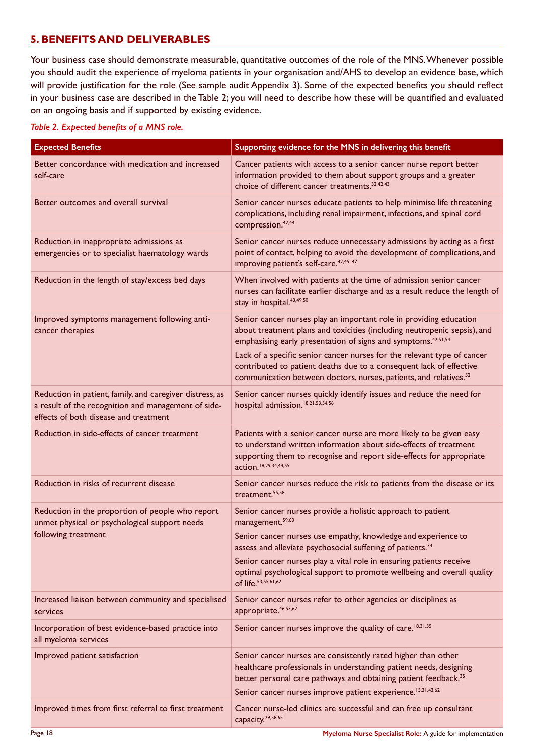## 5. BENEFITS AND DELIVERABLES

Your business case should demonstrate measurable, quantitative outcomes of the role of the MNS. Whenever possible you should audit the experience of myeloma patients in your organisation and/AHS to develop an evidence base, which will provide justification for the role (See sample audit Appendix 3). Some of the expected benefits you should reflect in your business case are described in the Table 2; you will need to describe how these will be quantified and evaluated on an ongoing basis and if supported by existing evidence.

*Table 2. Expected benefits of a MNS role.*

| Expected Benefits | Supporting evidence for the MNS in delivering this benefit |
|---|---|
| Better concordance with medication and increased self-care | Cancer patients with access to a senior cancer nurse report better information provided to them about support groups and a greater choice of different cancer treatments.[32,42,43] |
| Better outcomes and overall survival | Senior cancer nurses educate patients to help minimise life threatening complications, including renal impairment, infections, and spinal cord compression.[42,44] |
| Reduction in inappropriate admissions as emergencies or to specialist haematology wards | Senior cancer nurses reduce unnecessary admissions by acting as a first point of contact, helping to avoid the development of complications, and improving patient's self-care.[42,45–47] |
| Reduction in the length of stay/excess bed days | When involved with patients at the time of admission senior cancer nurses can facilitate earlier discharge and as a result reduce the length of stay in hospital.[43,49,50] |
| Improved symptoms management following anti-cancer therapies | Senior cancer nurses play an important role in providing education about treatment plans and toxicities (including neutropenic sepsis), and emphasising early presentation of signs and symptoms.[42,51,54] Lack of a specific senior cancer nurses for the relevant type of cancer contributed to patient deaths due to a consequent lack of effective communication between doctors, nurses, patients, and relatives.[52] |
| Reduction in patient, family, and caregiver distress, as a result of the recognition and management of side-effects of both disease and treatment | Senior cancer nurses quickly identify issues and reduce the need for hospital admission.[18,21,53,54,56] |
| Reduction in side-effects of cancer treatment | Patients with a senior cancer nurse are more likely to be given easy to understand written information about side-effects of treatment supporting them to recognise and report side-effects for appropriate action.[18,29,34,44,55] |
| Reduction in risks of recurrent disease | Senior cancer nurses reduce the risk to patients from the disease or its treatment.[55,58] |
| Reduction in the proportion of people who report unmet physical or psychological support needs following treatment | Senior cancer nurses provide a holistic approach to patient management.[59,60] Senior cancer nurses use empathy, knowledge and experience to assess and alleviate psychosocial suffering of patients.[34] Senior cancer nurses play a vital role in ensuring patients receive optimal psychological support to promote wellbeing and overall quality of life.[53,55,61,62] |
| Increased liaison between community and specialised services | Senior cancer nurses refer to other agencies or disciplines as appropriate.[46,53,62] |
| Incorporation of best evidence-based practice into all myeloma services | Senior cancer nurses improve the quality of care.[18,31,55] |
| Improved patient satisfaction | Senior cancer nurses are consistently rated higher than other healthcare professionals in understanding patient needs, designing better personal care pathways and obtaining patient feedback.[35] Senior cancer nurses improve patient experience.[15,31,43,62] |
| Improved times from first referral to first treatment | Cancer nurse-led clinics are successful and can free up consultant capacity.[29,58,65] |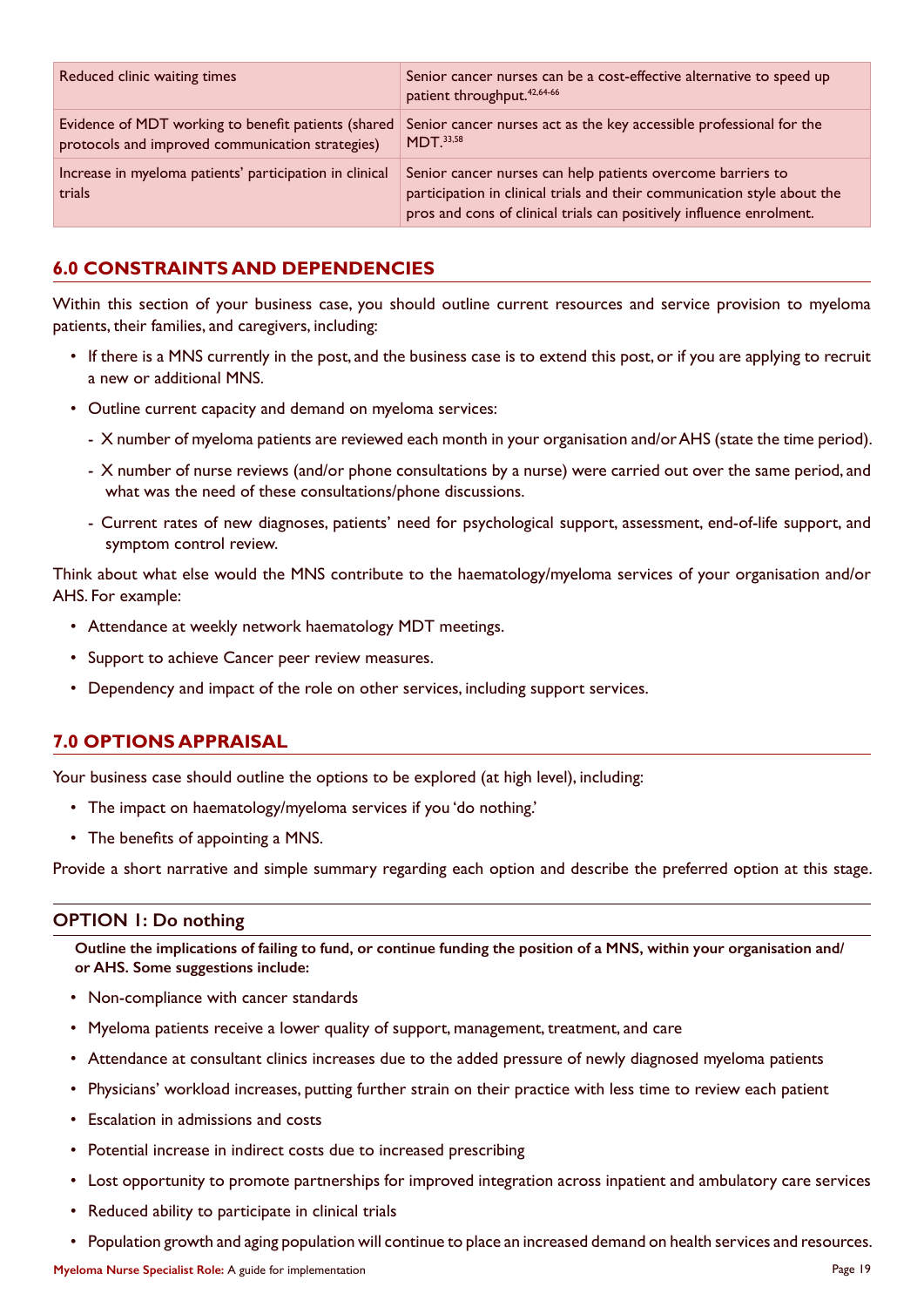| | |
|---|---|
| Reduced clinic waiting times | Senior cancer nurses can be a cost-effective alternative to speed up patient throughput.[42,64-66] |
| Evidence of MDT working to benefit patients (shared protocols and improved communication strategies) | Senior cancer nurses act as the key accessible professional for the MDT.[33,58] |
| Increase in myeloma patients' participation in clinical trials | Senior cancer nurses can help patients overcome barriers to participation in clinical trials and their communication style about the pros and cons of clinical trials can positively influence enrolment. |

## 6.0 CONSTRAINTS AND DEPENDENCIES

Within this section of your business case, you should outline current resources and service provision to myeloma patients, their families, and caregivers, including:

- If there is a MNS currently in the post, and the business case is to extend this post, or if you are applying to recruit a new or additional MNS.
- Outline current capacity and demand on myeloma services:
  - X number of myeloma patients are reviewed each month in your organisation and/or AHS (state the time period).
  - X number of nurse reviews (and/or phone consultations by a nurse) were carried out over the same period, and what was the need of these consultations/phone discussions.
  - Current rates of new diagnoses, patients' need for psychological support, assessment, end-of-life support, and symptom control review.

Think about what else would the MNS contribute to the haematology/myeloma services of your organisation and/or AHS. For example:

- Attendance at weekly network haematology MDT meetings.
- Support to achieve Cancer peer review measures.
- Dependency and impact of the role on other services, including support services.

## 7.0 OPTIONS APPRAISAL

Your business case should outline the options to be explored (at high level), including:

- The impact on haematology/myeloma services if you 'do nothing.'
- The benefits of appointing a MNS.

Provide a short narrative and simple summary regarding each option and describe the preferred option at this stage.

### OPTION 1: Do nothing

**Outline the implications of failing to fund, or continue funding the position of a MNS, within your organisation and/or AHS. Some suggestions include:**

- Non-compliance with cancer standards
- Myeloma patients receive a lower quality of support, management, treatment, and care
- Attendance at consultant clinics increases due to the added pressure of newly diagnosed myeloma patients
- Physicians' workload increases, putting further strain on their practice with less time to review each patient
- Escalation in admissions and costs
- Potential increase in indirect costs due to increased prescribing
- Lost opportunity to promote partnerships for improved integration across inpatient and ambulatory care services
- Reduced ability to participate in clinical trials
- Population growth and aging population will continue to place an increased demand on health services and resources.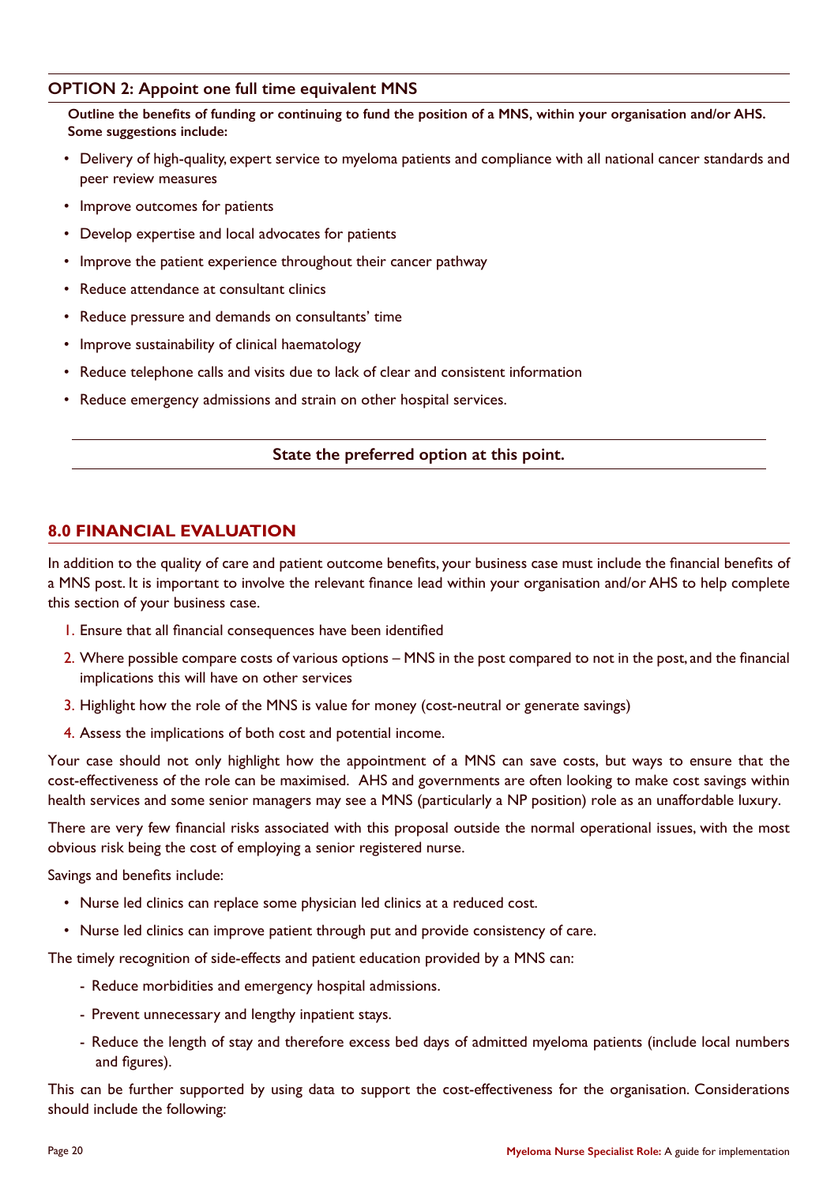## OPTION 2: Appoint one full time equivalent MNS

**Outline the benefits of funding or continuing to fund the position of a MNS, within your organisation and/or AHS. Some suggestions include:**

- Delivery of high-quality, expert service to myeloma patients and compliance with all national cancer standards and peer review measures
- Improve outcomes for patients
- Develop expertise and local advocates for patients
- Improve the patient experience throughout their cancer pathway
- Reduce attendance at consultant clinics
- Reduce pressure and demands on consultants' time
- Improve sustainability of clinical haematology
- Reduce telephone calls and visits due to lack of clear and consistent information
- Reduce emergency admissions and strain on other hospital services.

**State the preferred option at this point.**

## 8.0 FINANCIAL EVALUATION

In addition to the quality of care and patient outcome benefits, your business case must include the financial benefits of a MNS post. It is important to involve the relevant finance lead within your organisation and/or AHS to help complete this section of your business case.

1. Ensure that all financial consequences have been identified
2. Where possible compare costs of various options – MNS in the post compared to not in the post, and the financial implications this will have on other services
3. Highlight how the role of the MNS is value for money (cost-neutral or generate savings)
4. Assess the implications of both cost and potential income.

Your case should not only highlight how the appointment of a MNS can save costs, but ways to ensure that the cost-effectiveness of the role can be maximised. AHS and governments are often looking to make cost savings within health services and some senior managers may see a MNS (particularly a NP position) role as an unaffordable luxury.

There are very few financial risks associated with this proposal outside the normal operational issues, with the most obvious risk being the cost of employing a senior registered nurse.

Savings and benefits include:

- Nurse led clinics can replace some physician led clinics at a reduced cost.
- Nurse led clinics can improve patient through put and provide consistency of care.

The timely recognition of side-effects and patient education provided by a MNS can:

- Reduce morbidities and emergency hospital admissions.
- Prevent unnecessary and lengthy inpatient stays.
- Reduce the length of stay and therefore excess bed days of admitted myeloma patients (include local numbers and figures).

This can be further supported by using data to support the cost-effectiveness for the organisation. Considerations should include the following: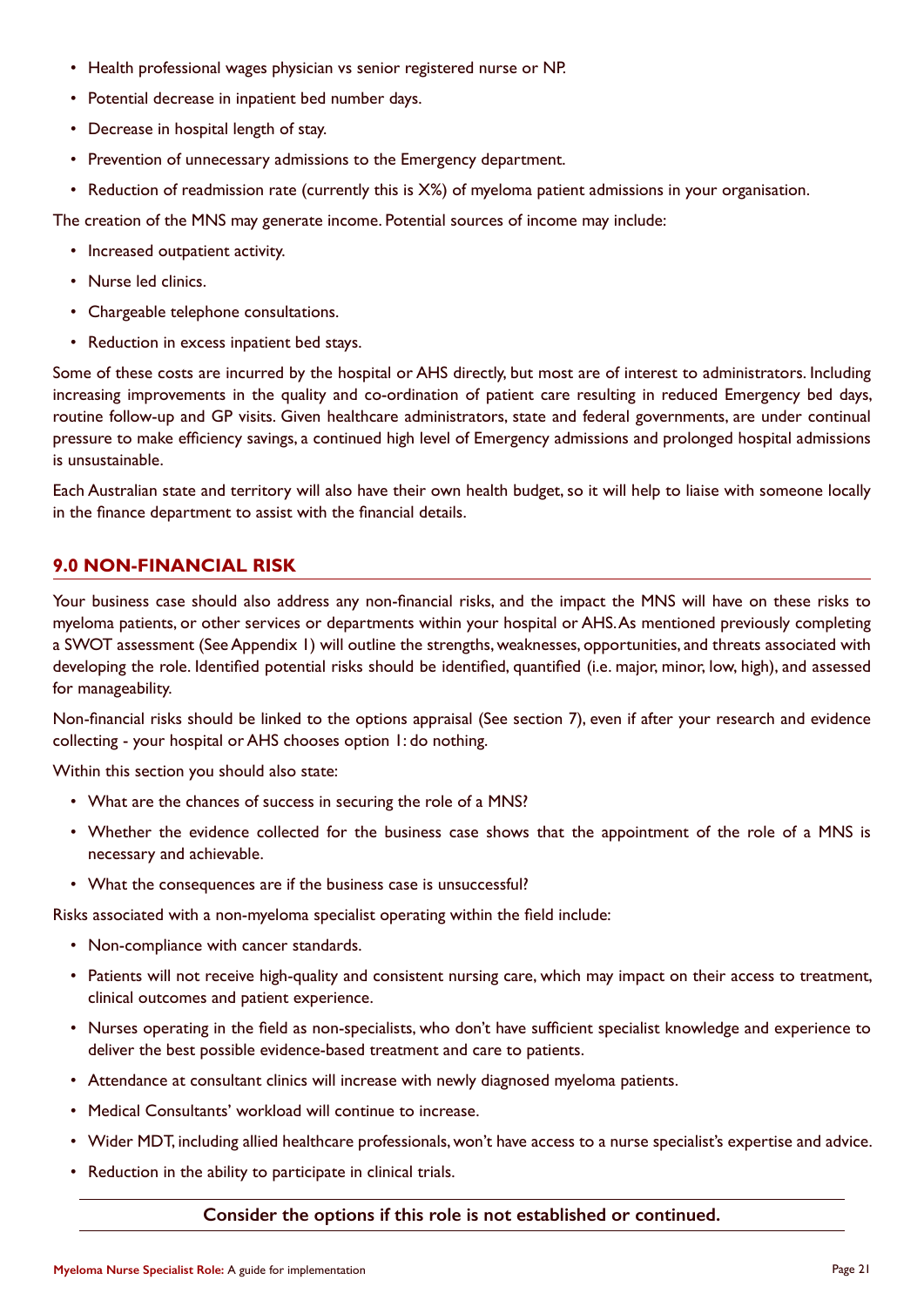- Health professional wages physician vs senior registered nurse or NP.
- Potential decrease in inpatient bed number days.
- Decrease in hospital length of stay.
- Prevention of unnecessary admissions to the Emergency department.
- Reduction of readmission rate (currently this is X%) of myeloma patient admissions in your organisation.

The creation of the MNS may generate income. Potential sources of income may include:

- Increased outpatient activity.
- Nurse led clinics.
- Chargeable telephone consultations.
- Reduction in excess inpatient bed stays.

Some of these costs are incurred by the hospital or AHS directly, but most are of interest to administrators. Including increasing improvements in the quality and co-ordination of patient care resulting in reduced Emergency bed days, routine follow-up and GP visits. Given healthcare administrators, state and federal governments, are under continual pressure to make efficiency savings, a continued high level of Emergency admissions and prolonged hospital admissions is unsustainable.

Each Australian state and territory will also have their own health budget, so it will help to liaise with someone locally in the finance department to assist with the financial details.

## 9.0 NON-FINANCIAL RISK

Your business case should also address any non-financial risks, and the impact the MNS will have on these risks to myeloma patients, or other services or departments within your hospital or AHS. As mentioned previously completing a SWOT assessment (See Appendix 1) will outline the strengths, weaknesses, opportunities, and threats associated with developing the role. Identified potential risks should be identified, quantified (i.e. major, minor, low, high), and assessed for manageability.

Non-financial risks should be linked to the options appraisal (See section 7), even if after your research and evidence collecting - your hospital or AHS chooses option 1: do nothing.

Within this section you should also state:

- What are the chances of success in securing the role of a MNS?
- Whether the evidence collected for the business case shows that the appointment of the role of a MNS is necessary and achievable.
- What the consequences are if the business case is unsuccessful?

Risks associated with a non-myeloma specialist operating within the field include:

- Non-compliance with cancer standards.
- Patients will not receive high-quality and consistent nursing care, which may impact on their access to treatment, clinical outcomes and patient experience.
- Nurses operating in the field as non-specialists, who don't have sufficient specialist knowledge and experience to deliver the best possible evidence-based treatment and care to patients.
- Attendance at consultant clinics will increase with newly diagnosed myeloma patients.
- Medical Consultants' workload will continue to increase.
- Wider MDT, including allied healthcare professionals, won't have access to a nurse specialist's expertise and advice.
- Reduction in the ability to participate in clinical trials.

**Consider the options if this role is not established or continued.**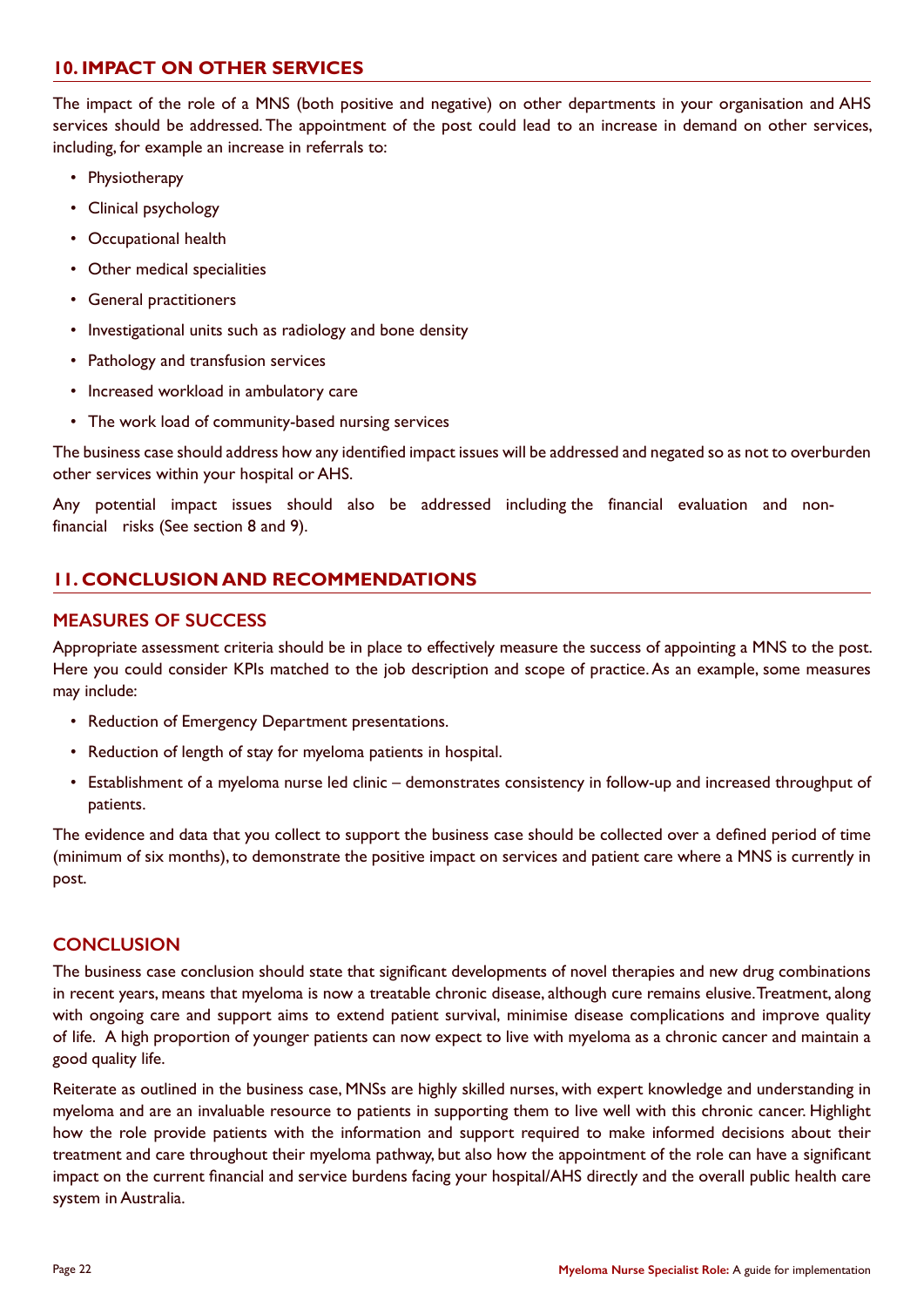## 10. IMPACT ON OTHER SERVICES

The impact of the role of a MNS (both positive and negative) on other departments in your organisation and AHS services should be addressed. The appointment of the post could lead to an increase in demand on other services, including, for example an increase in referrals to:

- Physiotherapy
- Clinical psychology
- Occupational health
- Other medical specialities
- General practitioners
- Investigational units such as radiology and bone density
- Pathology and transfusion services
- Increased workload in ambulatory care
- The work load of community-based nursing services

The business case should address how any identified impact issues will be addressed and negated so as not to overburden other services within your hospital or AHS.

Any potential impact issues should also be addressed including the financial evaluation and non-financial risks (See section 8 and 9).

## 11. CONCLUSION AND RECOMMENDATIONS

### MEASURES OF SUCCESS

Appropriate assessment criteria should be in place to effectively measure the success of appointing a MNS to the post. Here you could consider KPIs matched to the job description and scope of practice. As an example, some measures may include:

- Reduction of Emergency Department presentations.
- Reduction of length of stay for myeloma patients in hospital.
- Establishment of a myeloma nurse led clinic – demonstrates consistency in follow-up and increased throughput of patients.

The evidence and data that you collect to support the business case should be collected over a defined period of time (minimum of six months), to demonstrate the positive impact on services and patient care where a MNS is currently in post.

### CONCLUSION

The business case conclusion should state that significant developments of novel therapies and new drug combinations in recent years, means that myeloma is now a treatable chronic disease, although cure remains elusive. Treatment, along with ongoing care and support aims to extend patient survival, minimise disease complications and improve quality of life. A high proportion of younger patients can now expect to live with myeloma as a chronic cancer and maintain a good quality life.

Reiterate as outlined in the business case, MNSs are highly skilled nurses, with expert knowledge and understanding in myeloma and are an invaluable resource to patients in supporting them to live well with this chronic cancer. Highlight how the role provide patients with the information and support required to make informed decisions about their treatment and care throughout their myeloma pathway, but also how the appointment of the role can have a significant impact on the current financial and service burdens facing your hospital/AHS directly and the overall public health care system in Australia.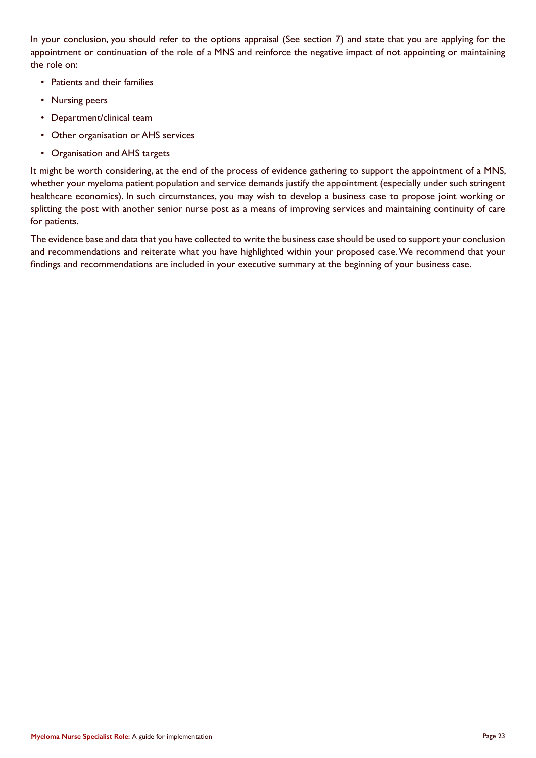In your conclusion, you should refer to the options appraisal (See section 7) and state that you are applying for the appointment or continuation of the role of a MNS and reinforce the negative impact of not appointing or maintaining the role on:

- Patients and their families
- Nursing peers
- Department/clinical team
- Other organisation or AHS services
- Organisation and AHS targets

It might be worth considering, at the end of the process of evidence gathering to support the appointment of a MNS, whether your myeloma patient population and service demands justify the appointment (especially under such stringent healthcare economics). In such circumstances, you may wish to develop a business case to propose joint working or splitting the post with another senior nurse post as a means of improving services and maintaining continuity of care for patients.

The evidence base and data that you have collected to write the business case should be used to support your conclusion and recommendations and reiterate what you have highlighted within your proposed case. We recommend that your findings and recommendations are included in your executive summary at the beginning of your business case.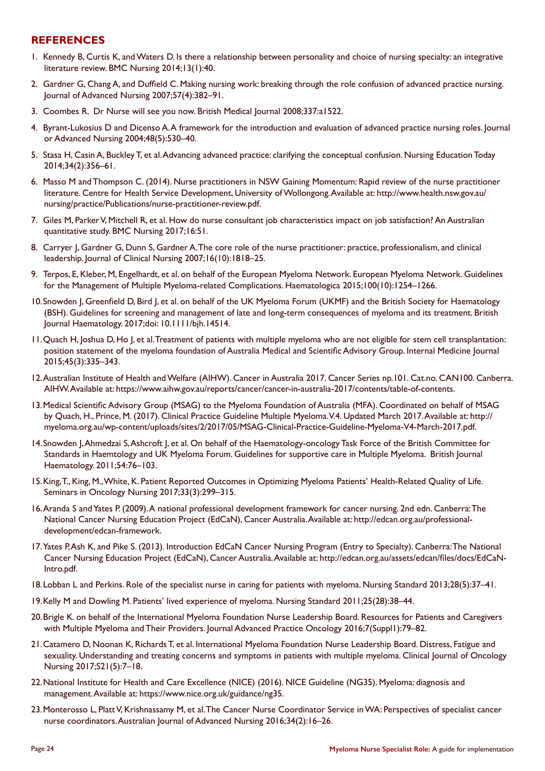## REFERENCES

1. Kennedy B, Curtis K, and Waters D. Is there a relationship between personality and choice of nursing specialty: an integrative literature review. BMC Nursing 2014;13(1):40.
2. Gardner G, Chang A, and Duffield C. Making nursing work: breaking through the role confusion of advanced practice nursing. Journal of Advanced Nursing 2007;57(4):382–91.
3. Coombes R. Dr Nurse will see you now. British Medical Journal 2008;337:a1522.
4. Byrant-Lukosius D and Dicenso A. A framework for the introduction and evaluation of advanced practice nursing roles. Journal or Advanced Nursing 2004;48(5):530–40.
5. Stasa H, Casin A, Buckley T, et al. Advancing advanced practice: clarifying the conceptual confusion. Nursing Education Today 2014;34(2):356–61.
6. Masso M and Thompson C. (2014). Nurse practitioners in NSW Gaining Momentum: Rapid review of the nurse practitioner literature. Centre for Health Service Development, University of Wollongong. Available at: http://www.health.nsw.gov.au/nursing/practice/Publications/nurse-practitioner-review.pdf.
7. Giles M, Parker V, Mitchell R, et al. How do nurse consultant job characteristics impact on job satisfaction? An Australian quantitative study. BMC Nursing 2017;16:51.
8. Carryer J, Gardner G, Dunn S, Gardner A. The core role of the nurse practitioner: practice, professionalism, and clinical leadership. Journal of Clinical Nursing 2007;16(10):1818–25.
9. Terpos, E, Kleber, M, Engelhardt, et al. on behalf of the European Myeloma Network. European Myeloma Network. Guidelines for the Management of Multiple Myeloma-related Complications. Haematologica 2015;100(10):1254–1266.
10. Snowden J, Greenfield D, Bird J, et al. on behalf of the UK Myeloma Forum (UKMF) and the British Society for Haematology (BSH). Guidelines for screening and management of late and long-term consequences of myeloma and its treatment. British Journal Haematology. 2017;doi: 10.1111/bjh.14514.
11. Quach H, Joshua D, Ho J, et al. Treatment of patients with multiple myeloma who are not eligible for stem cell transplantation: position statement of the myeloma foundation of Australia Medical and Scientific Advisory Group. Internal Medicine Journal 2015;45(3):335–343.
12. Australian Institute of Health and Welfare (AIHW). Cancer in Australia 2017. Cancer Series np.101. Cat.no. CAN100. Canberra. AIHW. Available at: https://www.aihw.gov.au/reports/cancer/cancer-in-australia-2017/contents/table-of-contents.
13. Medical Scientific Advisory Group (MSAG) to the Myeloma Foundation of Australia (MFA). Coordinated on behalf of MSAG by Quach, H., Prince, M. (2017). Clinical Practice Guideline Multiple Myeloma. V.4. Updated March 2017. Available at: http://myeloma.org.au/wp-content/uploads/sites/2/2017/05/MSAG-Clinical-Practice-Guideline-Myeloma-V4-March-2017.pdf.
14. Snowden J, Ahmedzai S, Ashcroft J, et al. On behalf of the Haematology-oncology Task Force of the British Committee for Standards in Haemtology and UK Myeloma Forum. Guidelines for supportive care in Multiple Myeloma. British Journal Haematology. 2011;54:76–103.
15. King, T., King, M., White, K. Patient Reported Outcomes in Optimizing Myeloma Patients' Health-Related Quality of Life. Seminars in Oncology Nursing 2017;33(3):299–315.
16. Aranda S and Yates P. (2009). A national professional development framework for cancer nursing. 2nd edn. Canberra: The National Cancer Nursing Education Project (EdCaN), Cancer Australia. Available at: http://edcan.org.au/professional-development/edcan-framework.
17. Yates P, Ash K, and Pike S. (2013). Introduction EdCaN Cancer Nursing Program (Entry to Specialty). Canberra: The National Cancer Nursing Education Project (EdCaN), Cancer Australia. Available at: http://edcan.org.au/assets/edcan/files/docs/EdCaN-Intro.pdf.
18. Lobban L and Perkins. Role of the specialist nurse in caring for patients with myeloma. Nursing Standard 2013;28(5):37–41.
19. Kelly M and Dowling M. Patients' lived experience of myeloma. Nursing Standard 2011;25(28):38–44.
20. Brigle K. on behalf of the International Myeloma Foundation Nurse Leadership Board. Resources for Patients and Caregivers with Multiple Myeloma and Their Providers. Journal Advanced Practice Oncology 2016;7(Suppl1):79–82.
21. Catamero D, Noonan K, Richards T, et al. International Myeloma Foundation Nurse Leadership Board. Distress, Fatigue and sexuality. Understanding and treating concerns and symptoms in patients with multiple myeloma. Clinical Journal of Oncology Nursing 2017;S21(5):7–18.
22. National Institute for Health and Care Excellence (NICE) (2016). NICE Guideline (NG35). Myeloma: diagnosis and management. Available at: https://www.nice.org.uk/guidance/ng35.
23. Monterosso L, Platt V, Krishnassamy M, et al. The Cancer Nurse Coordinator Service in WA: Perspectives of specialist cancer nurse coordinators. Australian Journal of Advanced Nursing 2016;34(2):16–26.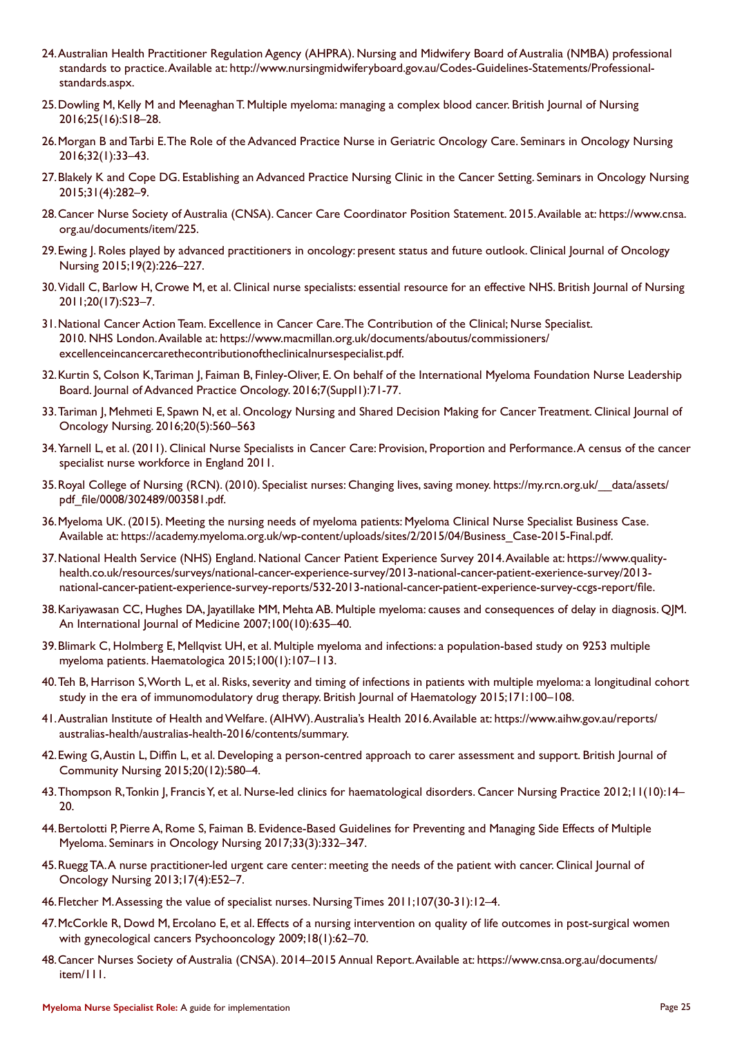24. Australian Health Practitioner Regulation Agency (AHPRA). Nursing and Midwifery Board of Australia (NMBA) professional standards to practice. Available at: http://www.nursingmidwiferyboard.gov.au/Codes-Guidelines-Statements/Professional-standards.aspx.

25. Dowling M, Kelly M and Meenaghan T. Multiple myeloma: managing a complex blood cancer. British Journal of Nursing 2016;25(16):S18–28.

26. Morgan B and Tarbi E. The Role of the Advanced Practice Nurse in Geriatric Oncology Care. Seminars in Oncology Nursing 2016;32(1):33–43.

27. Blakely K and Cope DG. Establishing an Advanced Practice Nursing Clinic in the Cancer Setting. Seminars in Oncology Nursing 2015;31(4):282–9.

28. Cancer Nurse Society of Australia (CNSA). Cancer Care Coordinator Position Statement. 2015. Available at: https://www.cnsa.org.au/documents/item/225.

29. Ewing J. Roles played by advanced practitioners in oncology: present status and future outlook. Clinical Journal of Oncology Nursing 2015;19(2):226–227.

30. Vidall C, Barlow H, Crowe M, et al. Clinical nurse specialists: essential resource for an effective NHS. British Journal of Nursing 2011;20(17):S23–7.

31. National Cancer Action Team. Excellence in Cancer Care. The Contribution of the Clinical; Nurse Specialist. 2010. NHS London. Available at: https://www.macmillan.org.uk/documents/aboutus/commissioners/excellenceincancercarethecontributionoftheclinicalnursespecialist.pdf.

32. Kurtin S, Colson K, Tariman J, Faiman B, Finley-Oliver, E. On behalf of the International Myeloma Foundation Nurse Leadership Board. Journal of Advanced Practice Oncology. 2016;7(Suppl1):71-77.

33. Tariman J, Mehmeti E, Spawn N, et al. Oncology Nursing and Shared Decision Making for Cancer Treatment. Clinical Journal of Oncology Nursing. 2016;20(5):560–563

34. Yarnell L, et al. (2011). Clinical Nurse Specialists in Cancer Care: Provision, Proportion and Performance. A census of the cancer specialist nurse workforce in England 2011.

35. Royal College of Nursing (RCN). (2010). Specialist nurses: Changing lives, saving money. https://my.rcn.org.uk/__data/assets/pdf_file/0008/302489/003581.pdf.

36. Myeloma UK. (2015). Meeting the nursing needs of myeloma patients: Myeloma Clinical Nurse Specialist Business Case. Available at: https://academy.myeloma.org.uk/wp-content/uploads/sites/2/2015/04/Business_Case-2015-Final.pdf.

37. National Health Service (NHS) England. National Cancer Patient Experience Survey 2014. Available at: https://www.quality-health.co.uk/resources/surveys/national-cancer-experience-survey/2013-national-cancer-patient-exerience-survey/2013-national-cancer-patient-experience-survey-reports/532-2013-national-cancer-patient-experience-survey-ccgs-report/file.

38. Kariyawasan CC, Hughes DA, Jayatillake MM, Mehta AB. Multiple myeloma: causes and consequences of delay in diagnosis. QJM. An International Journal of Medicine 2007;100(10):635–40.

39. Blimark C, Holmberg E, Mellqvist UH, et al. Multiple myeloma and infections: a population-based study on 9253 multiple myeloma patients. Haematologica 2015;100(1):107–113.

40. Teh B, Harrison S, Worth L, et al. Risks, severity and timing of infections in patients with multiple myeloma: a longitudinal cohort study in the era of immunomodulatory drug therapy. British Journal of Haematology 2015;171:100–108.

41. Australian Institute of Health and Welfare. (AIHW). Australia's Health 2016. Available at: https://www.aihw.gov.au/reports/australias-health/australias-health-2016/contents/summary.

42. Ewing G, Austin L, Diffin L, et al. Developing a person-centred approach to carer assessment and support. British Journal of Community Nursing 2015;20(12):580–4.

43. Thompson R, Tonkin J, Francis Y, et al. Nurse-led clinics for haematological disorders. Cancer Nursing Practice 2012;11(10):14–20.

44. Bertolotti P, Pierre A, Rome S, Faiman B. Evidence-Based Guidelines for Preventing and Managing Side Effects of Multiple Myeloma. Seminars in Oncology Nursing 2017;33(3):332–347.

45. Ruegg TA. A nurse practitioner-led urgent care center: meeting the needs of the patient with cancer. Clinical Journal of Oncology Nursing 2013;17(4):E52–7.

46. Fletcher M. Assessing the value of specialist nurses. Nursing Times 2011;107(30-31):12–4.

47. McCorkle R, Dowd M, Ercolano E, et al. Effects of a nursing intervention on quality of life outcomes in post-surgical women with gynecological cancers Psychooncology 2009;18(1):62–70.

48. Cancer Nurses Society of Australia (CNSA). 2014–2015 Annual Report. Available at: https://www.cnsa.org.au/documents/item/111.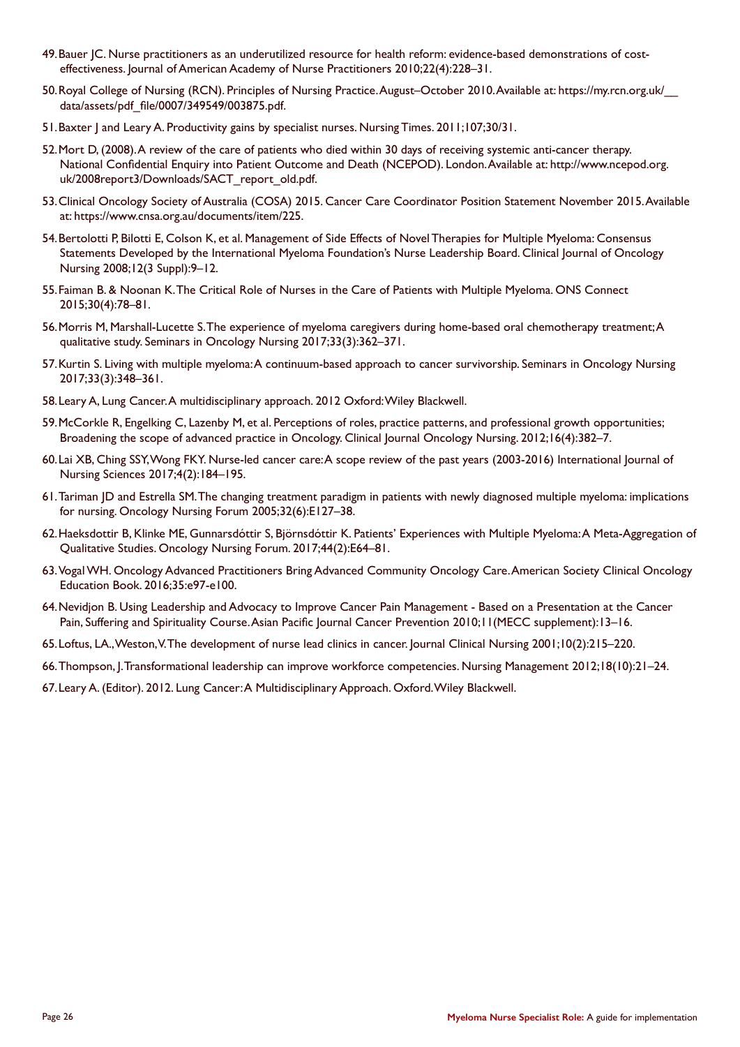49. Bauer JC. Nurse practitioners as an underutilized resource for health reform: evidence-based demonstrations of cost-effectiveness. Journal of American Academy of Nurse Practitioners 2010;22(4):228–31.

50. Royal College of Nursing (RCN). Principles of Nursing Practice. August–October 2010. Available at: https://my.rcn.org.uk/__data/assets/pdf_file/0007/349549/003875.pdf.

51. Baxter J and Leary A. Productivity gains by specialist nurses. Nursing Times. 2011;107;30/31.

52. Mort D, (2008). A review of the care of patients who died within 30 days of receiving systemic anti-cancer therapy. National Confidential Enquiry into Patient Outcome and Death (NCEPOD). London. Available at: http://www.ncepod.org.uk/2008report3/Downloads/SACT_report_old.pdf.

53. Clinical Oncology Society of Australia (COSA) 2015. Cancer Care Coordinator Position Statement November 2015. Available at: https://www.cnsa.org.au/documents/item/225.

54. Bertolotti P, Bilotti E, Colson K, et al. Management of Side Effects of Novel Therapies for Multiple Myeloma: Consensus Statements Developed by the International Myeloma Foundation's Nurse Leadership Board. Clinical Journal of Oncology Nursing 2008;12(3 Suppl):9–12.

55. Faiman B. & Noonan K. The Critical Role of Nurses in the Care of Patients with Multiple Myeloma. ONS Connect 2015;30(4):78–81.

56. Morris M, Marshall-Lucette S. The experience of myeloma caregivers during home-based oral chemotherapy treatment; A qualitative study. Seminars in Oncology Nursing 2017;33(3):362–371.

57. Kurtin S. Living with multiple myeloma: A continuum-based approach to cancer survivorship. Seminars in Oncology Nursing 2017;33(3):348–361.

58. Leary A, Lung Cancer. A multidisciplinary approach. 2012 Oxford: Wiley Blackwell.

59. McCorkle R, Engelking C, Lazenby M, et al. Perceptions of roles, practice patterns, and professional growth opportunities; Broadening the scope of advanced practice in Oncology. Clinical Journal Oncology Nursing. 2012;16(4):382–7.

60. Lai XB, Ching SSY, Wong FKY. Nurse-led cancer care: A scope review of the past years (2003-2016) International Journal of Nursing Sciences 2017;4(2):184–195.

61. Tariman JD and Estrella SM. The changing treatment paradigm in patients with newly diagnosed multiple myeloma: implications for nursing. Oncology Nursing Forum 2005;32(6):E127–38.

62. Haeksdottir B, Klinke ME, Gunnarsdóttir S, Björnsdóttir K. Patients' Experiences with Multiple Myeloma: A Meta-Aggregation of Qualitative Studies. Oncology Nursing Forum. 2017;44(2):E64–81.

63. Vogal WH. Oncology Advanced Practitioners Bring Advanced Community Oncology Care. American Society Clinical Oncology Education Book. 2016;35:e97-e100.

64. Nevidjon B. Using Leadership and Advocacy to Improve Cancer Pain Management - Based on a Presentation at the Cancer Pain, Suffering and Spirituality Course. Asian Pacific Journal Cancer Prevention 2010;11(MECC supplement):13–16.

65. Loftus, LA., Weston, V. The development of nurse lead clinics in cancer. Journal Clinical Nursing 2001;10(2):215–220.

66. Thompson, J. Transformational leadership can improve workforce competencies. Nursing Management 2012;18(10):21–24.

67. Leary A. (Editor). 2012. Lung Cancer: A Multidisciplinary Approach. Oxford. Wiley Blackwell.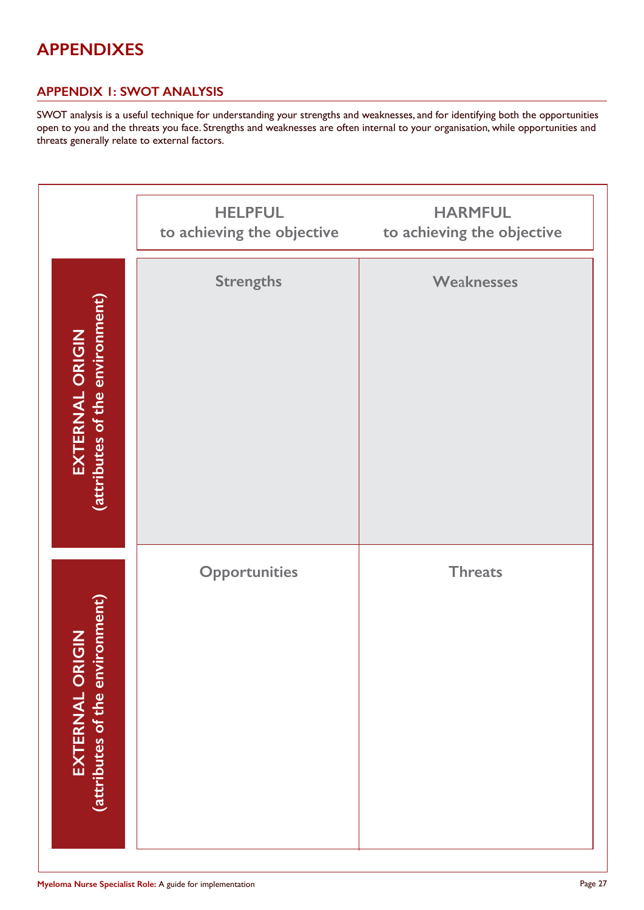# APPENDIXES

## APPENDIX 1: SWOT ANALYSIS

SWOT analysis is a useful technique for understanding your strengths and weaknesses, and for identifying both the opportunities open to you and the threats you face. Strengths and weaknesses are often internal to your organisation, while opportunities and threats generally relate to external factors.

| | HELPFUL to achieving the objective | HARMFUL to achieving the objective |
|---|---|---|
| EXTERNAL ORIGIN (attributes of the environment) | Strengths | Weaknesses |
| EXTERNAL ORIGIN (attributes of the environment) | Opportunities | Threats |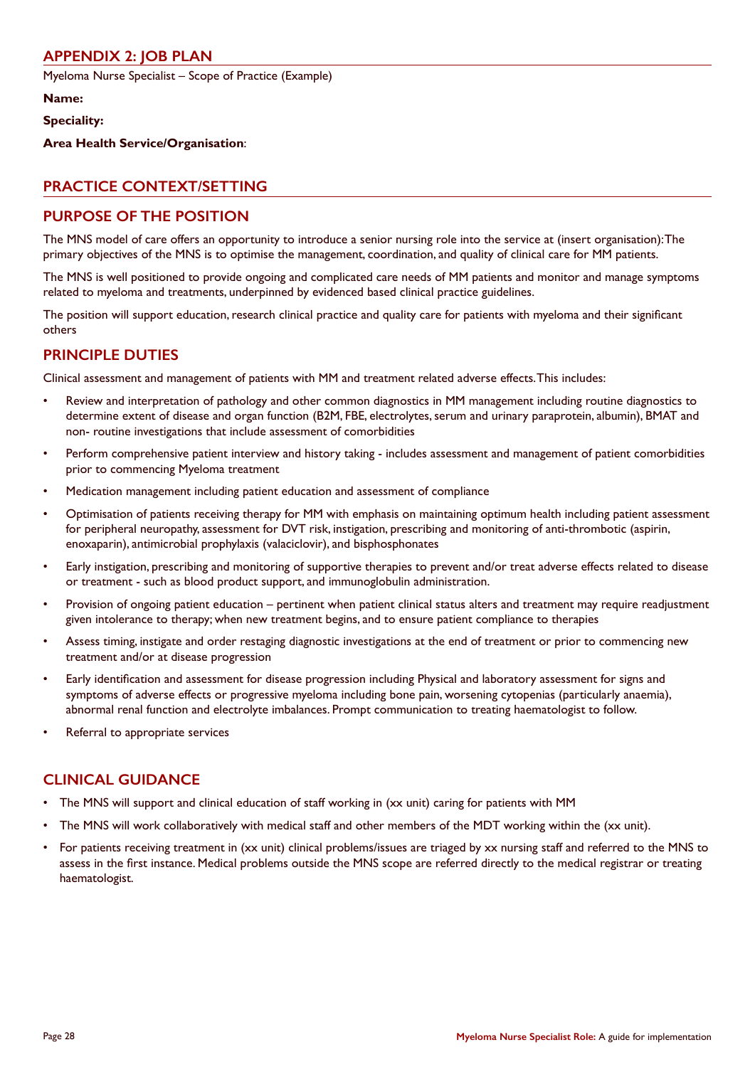## APPENDIX 2: JOB PLAN

Myeloma Nurse Specialist – Scope of Practice (Example)

**Name:**

**Speciality:**

**Area Health Service/Organisation**:

## PRACTICE CONTEXT/SETTING

## PURPOSE OF THE POSITION

The MNS model of care offers an opportunity to introduce a senior nursing role into the service at (insert organisation): The primary objectives of the MNS is to optimise the management, coordination, and quality of clinical care for MM patients.

The MNS is well positioned to provide ongoing and complicated care needs of MM patients and monitor and manage symptoms related to myeloma and treatments, underpinned by evidenced based clinical practice guidelines.

The position will support education, research clinical practice and quality care for patients with myeloma and their significant others

## PRINCIPLE DUTIES

Clinical assessment and management of patients with MM and treatment related adverse effects. This includes:

- Review and interpretation of pathology and other common diagnostics in MM management including routine diagnostics to determine extent of disease and organ function (B2M, FBE, electrolytes, serum and urinary paraprotein, albumin), BMAT and non- routine investigations that include assessment of comorbidities
- Perform comprehensive patient interview and history taking - includes assessment and management of patient comorbidities prior to commencing Myeloma treatment
- Medication management including patient education and assessment of compliance
- Optimisation of patients receiving therapy for MM with emphasis on maintaining optimum health including patient assessment for peripheral neuropathy, assessment for DVT risk, instigation, prescribing and monitoring of anti-thrombotic (aspirin, enoxaparin), antimicrobial prophylaxis (valaciclovir), and bisphosphonates
- Early instigation, prescribing and monitoring of supportive therapies to prevent and/or treat adverse effects related to disease or treatment - such as blood product support, and immunoglobulin administration.
- Provision of ongoing patient education – pertinent when patient clinical status alters and treatment may require readjustment given intolerance to therapy; when new treatment begins, and to ensure patient compliance to therapies
- Assess timing, instigate and order restaging diagnostic investigations at the end of treatment or prior to commencing new treatment and/or at disease progression
- Early identification and assessment for disease progression including Physical and laboratory assessment for signs and symptoms of adverse effects or progressive myeloma including bone pain, worsening cytopenias (particularly anaemia), abnormal renal function and electrolyte imbalances. Prompt communication to treating haematologist to follow.
- Referral to appropriate services

## CLINICAL GUIDANCE

- The MNS will support and clinical education of staff working in (xx unit) caring for patients with MM
- The MNS will work collaboratively with medical staff and other members of the MDT working within the (xx unit).
- For patients receiving treatment in (xx unit) clinical problems/issues are triaged by xx nursing staff and referred to the MNS to assess in the first instance. Medical problems outside the MNS scope are referred directly to the medical registrar or treating haematologist.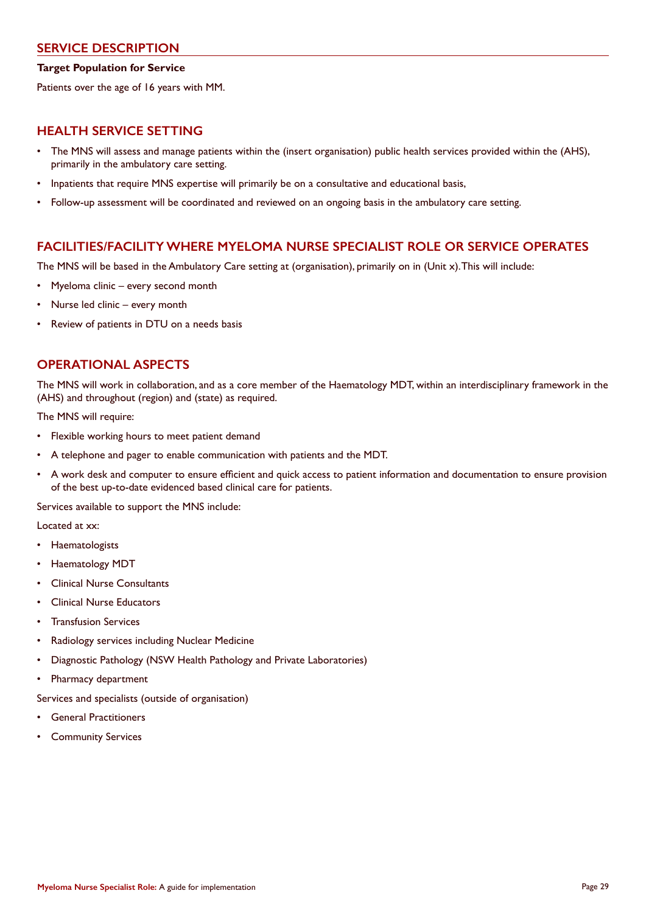## SERVICE DESCRIPTION

**Target Population for Service**

Patients over the age of 16 years with MM.

## HEALTH SERVICE SETTING

- The MNS will assess and manage patients within the (insert organisation) public health services provided within the (AHS), primarily in the ambulatory care setting.
- Inpatients that require MNS expertise will primarily be on a consultative and educational basis,
- Follow-up assessment will be coordinated and reviewed on an ongoing basis in the ambulatory care setting.

## FACILITIES/FACILITY WHERE MYELOMA NURSE SPECIALIST ROLE OR SERVICE OPERATES

The MNS will be based in the Ambulatory Care setting at (organisation), primarily on in (Unit x). This will include:

- Myeloma clinic – every second month
- Nurse led clinic – every month
- Review of patients in DTU on a needs basis

## OPERATIONAL ASPECTS

The MNS will work in collaboration, and as a core member of the Haematology MDT, within an interdisciplinary framework in the (AHS) and throughout (region) and (state) as required.

The MNS will require:

- Flexible working hours to meet patient demand
- A telephone and pager to enable communication with patients and the MDT.
- A work desk and computer to ensure efficient and quick access to patient information and documentation to ensure provision of the best up-to-date evidenced based clinical care for patients.

Services available to support the MNS include:

Located at xx:

- Haematologists
- Haematology MDT
- Clinical Nurse Consultants
- Clinical Nurse Educators
- Transfusion Services
- Radiology services including Nuclear Medicine
- Diagnostic Pathology (NSW Health Pathology and Private Laboratories)
- Pharmacy department

Services and specialists (outside of organisation)

- General Practitioners
- Community Services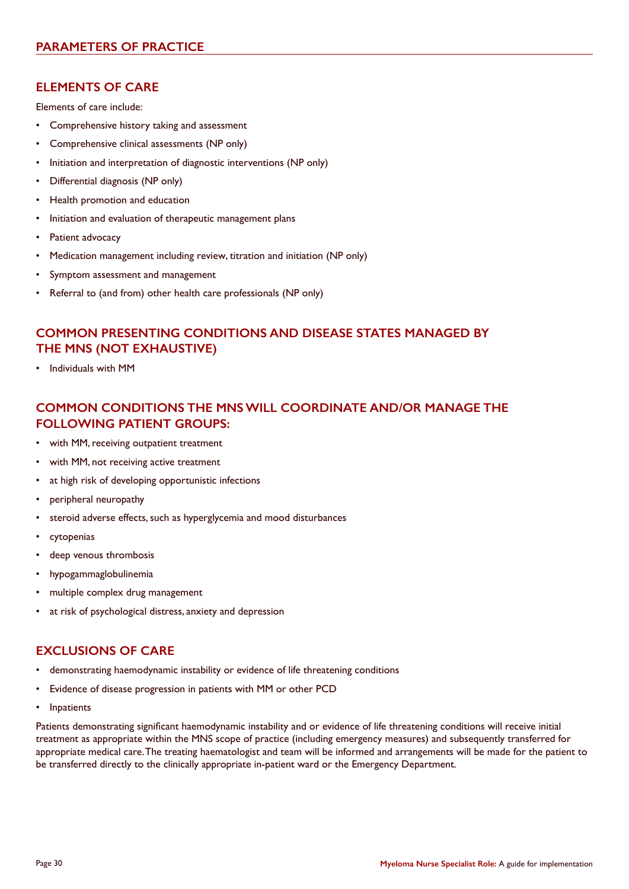## PARAMETERS OF PRACTICE

### ELEMENTS OF CARE

Elements of care include:

- Comprehensive history taking and assessment
- Comprehensive clinical assessments (NP only)
- Initiation and interpretation of diagnostic interventions (NP only)
- Differential diagnosis (NP only)
- Health promotion and education
- Initiation and evaluation of therapeutic management plans
- Patient advocacy
- Medication management including review, titration and initiation (NP only)
- Symptom assessment and management
- Referral to (and from) other health care professionals (NP only)

### COMMON PRESENTING CONDITIONS AND DISEASE STATES MANAGED BY THE MNS (NOT EXHAUSTIVE)

- Individuals with MM

### COMMON CONDITIONS THE MNS WILL COORDINATE AND/OR MANAGE THE FOLLOWING PATIENT GROUPS:

- with MM, receiving outpatient treatment
- with MM, not receiving active treatment
- at high risk of developing opportunistic infections
- peripheral neuropathy
- steroid adverse effects, such as hyperglycemia and mood disturbances
- cytopenias
- deep venous thrombosis
- hypogammaglobulinemia
- multiple complex drug management
- at risk of psychological distress, anxiety and depression

### EXCLUSIONS OF CARE

- demonstrating haemodynamic instability or evidence of life threatening conditions
- Evidence of disease progression in patients with MM or other PCD
- Inpatients

Patients demonstrating significant haemodynamic instability and or evidence of life threatening conditions will receive initial treatment as appropriate within the MNS scope of practice (including emergency measures) and subsequently transferred for appropriate medical care. The treating haematologist and team will be informed and arrangements will be made for the patient to be transferred directly to the clinically appropriate in-patient ward or the Emergency Department.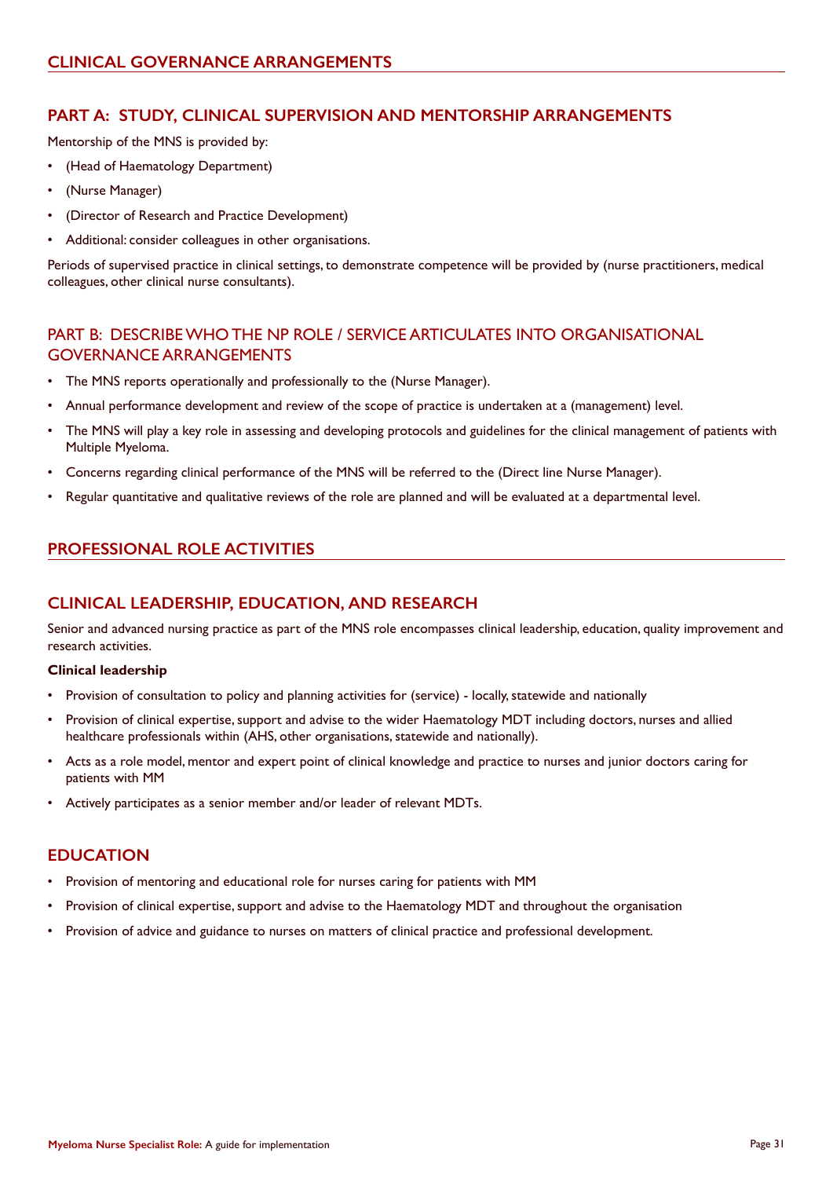## CLINICAL GOVERNANCE ARRANGEMENTS

### PART A: STUDY, CLINICAL SUPERVISION AND MENTORSHIP ARRANGEMENTS

Mentorship of the MNS is provided by:

- (Head of Haematology Department)
- (Nurse Manager)
- (Director of Research and Practice Development)
- Additional: consider colleagues in other organisations.

Periods of supervised practice in clinical settings, to demonstrate competence will be provided by (nurse practitioners, medical colleagues, other clinical nurse consultants).

### PART B: DESCRIBE WHO THE NP ROLE / SERVICE ARTICULATES INTO ORGANISATIONAL GOVERNANCE ARRANGEMENTS

- The MNS reports operationally and professionally to the (Nurse Manager).
- Annual performance development and review of the scope of practice is undertaken at a (management) level.
- The MNS will play a key role in assessing and developing protocols and guidelines for the clinical management of patients with Multiple Myeloma.
- Concerns regarding clinical performance of the MNS will be referred to the (Direct line Nurse Manager).
- Regular quantitative and qualitative reviews of the role are planned and will be evaluated at a departmental level.

## PROFESSIONAL ROLE ACTIVITIES

### CLINICAL LEADERSHIP, EDUCATION, AND RESEARCH

Senior and advanced nursing practice as part of the MNS role encompasses clinical leadership, education, quality improvement and research activities.

**Clinical leadership**

- Provision of consultation to policy and planning activities for (service) - locally, statewide and nationally
- Provision of clinical expertise, support and advise to the wider Haematology MDT including doctors, nurses and allied healthcare professionals within (AHS, other organisations, statewide and nationally).
- Acts as a role model, mentor and expert point of clinical knowledge and practice to nurses and junior doctors caring for patients with MM
- Actively participates as a senior member and/or leader of relevant MDTs.

### EDUCATION

- Provision of mentoring and educational role for nurses caring for patients with MM
- Provision of clinical expertise, support and advise to the Haematology MDT and throughout the organisation
- Provision of advice and guidance to nurses on matters of clinical practice and professional development.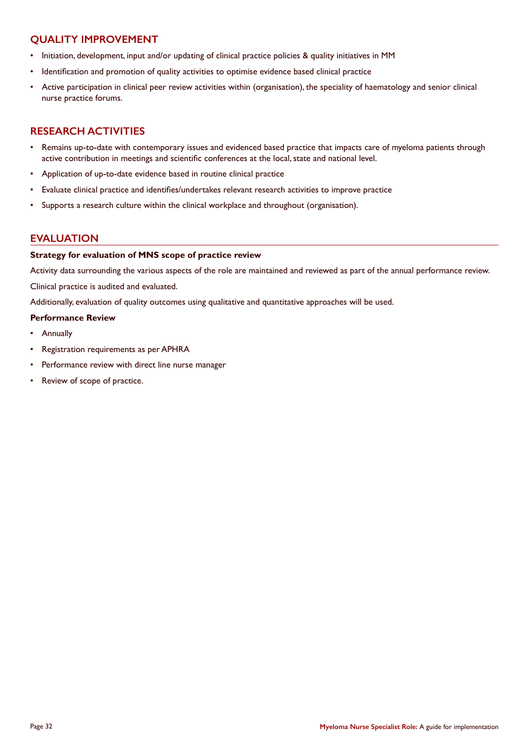## QUALITY IMPROVEMENT

- Initiation, development, input and/or updating of clinical practice policies & quality initiatives in MM
- Identification and promotion of quality activities to optimise evidence based clinical practice
- Active participation in clinical peer review activities within (organisation), the speciality of haematology and senior clinical nurse practice forums.

## RESEARCH ACTIVITIES

- Remains up-to-date with contemporary issues and evidenced based practice that impacts care of myeloma patients through active contribution in meetings and scientific conferences at the local, state and national level.
- Application of up-to-date evidence based in routine clinical practice
- Evaluate clinical practice and identifies/undertakes relevant research activities to improve practice
- Supports a research culture within the clinical workplace and throughout (organisation).

## EVALUATION

**Strategy for evaluation of MNS scope of practice review**

Activity data surrounding the various aspects of the role are maintained and reviewed as part of the annual performance review.

Clinical practice is audited and evaluated.

Additionally, evaluation of quality outcomes using qualitative and quantitative approaches will be used.

**Performance Review**

- Annually
- Registration requirements as per APHRA
- Performance review with direct line nurse manager
- Review of scope of practice.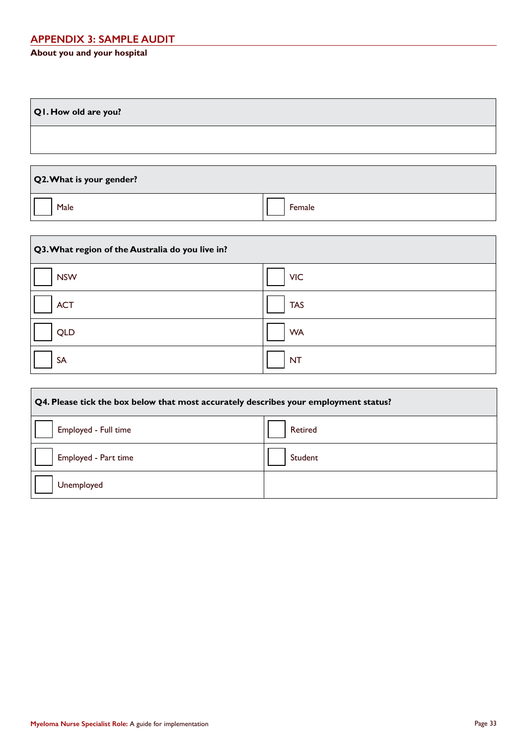## APPENDIX 3: SAMPLE AUDIT

**About you and your hospital**

| Q1. How old are you? |
|---|
| |

| Q2. What is your gender? | |
|---|---|
| ☐ Male | ☐ Female |

| Q3. What region of the Australia do you live in? | |
|---|---|
| ☐ NSW | ☐ VIC |
| ☐ ACT | ☐ TAS |
| ☐ QLD | ☐ WA |
| ☐ SA | ☐ NT |

| Q4. Please tick the box below that most accurately describes your employment status? | |
|---|---|
| ☐ Employed - Full time | ☐ Retired |
| ☐ Employed - Part time | ☐ Student |
| ☐ Unemployed | |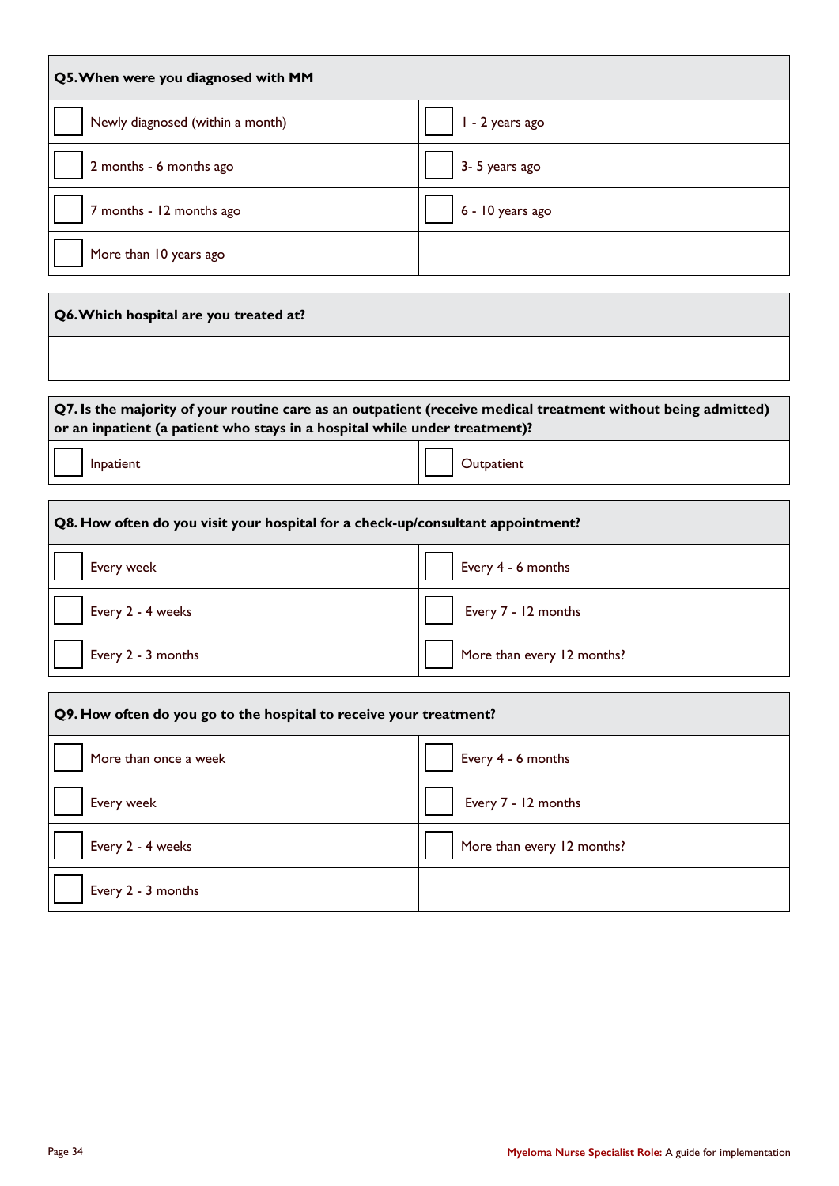**Q5. When were you diagnosed with MM**

| | |
|---|---|
| ☐ Newly diagnosed (within a month) | ☐ 1 - 2 years ago |
| ☐ 2 months - 6 months ago | ☐ 3- 5 years ago |
| ☐ 7 months - 12 months ago | ☐ 6 - 10 years ago |
| ☐ More than 10 years ago | |

**Q6. Which hospital are you treated at?**

| |
|---|
| |

**Q7. Is the majority of your routine care as an outpatient (receive medical treatment without being admitted) or an inpatient (a patient who stays in a hospital while under treatment)?**

| | |
|---|---|
| ☐ Inpatient | ☐ Outpatient |

**Q8. How often do you visit your hospital for a check-up/consultant appointment?**

| | |
|---|---|
| ☐ Every week | ☐ Every 4 - 6 months |
| ☐ Every 2 - 4 weeks | ☐ Every 7 - 12 months |
| ☐ Every 2 - 3 months | ☐ More than every 12 months? |

**Q9. How often do you go to the hospital to receive your treatment?**

| | |
|---|---|
| ☐ More than once a week | ☐ Every 4 - 6 months |
| ☐ Every week | ☐ Every 7 - 12 months |
| ☐ Every 2 - 4 weeks | ☐ More than every 12 months? |
| ☐ Every 2 - 3 months | |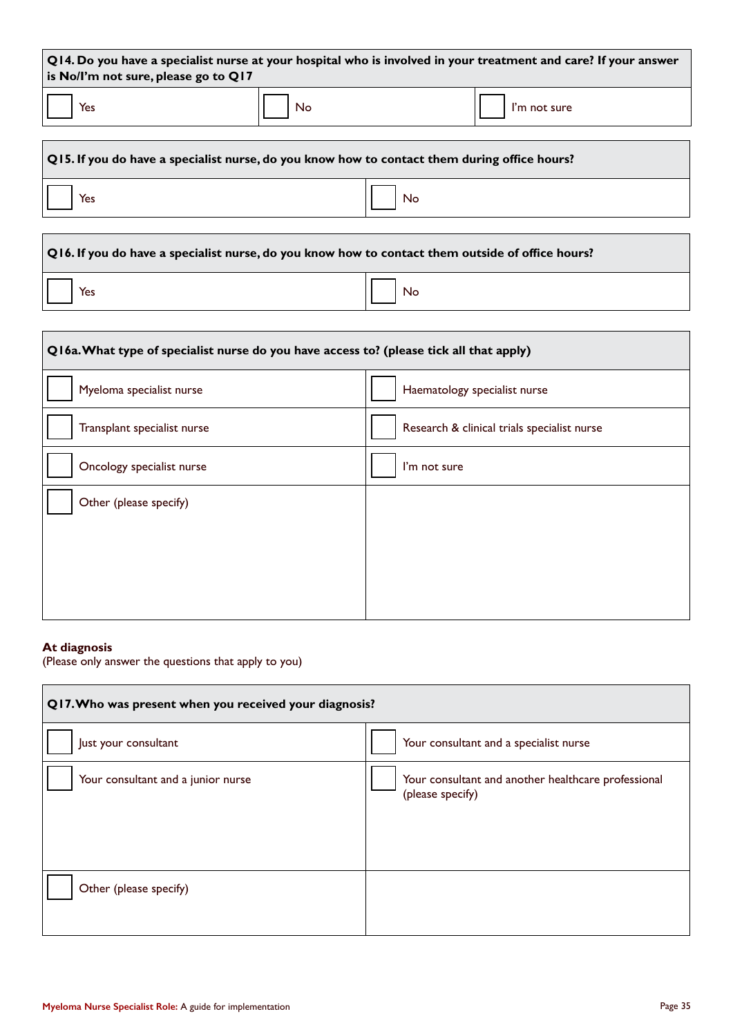**Q14. Do you have a specialist nurse at your hospital who is involved in your treatment and care? If your answer is No/I'm not sure, please go to Q17**

| | | |
|---|---|---|
| ☐ Yes | ☐ No | ☐ I'm not sure |

**Q15. If you do have a specialist nurse, do you know how to contact them during office hours?**

| | |
|---|---|
| ☐ Yes | ☐ No |

**Q16. If you do have a specialist nurse, do you know how to contact them outside of office hours?**

| | |
|---|---|
| ☐ Yes | ☐ No |

**Q16a. What type of specialist nurse do you have access to? (please tick all that apply)**

| | |
|---|---|
| ☐ Myeloma specialist nurse | ☐ Haematology specialist nurse |
| ☐ Transplant specialist nurse | ☐ Research & clinical trials specialist nurse |
| ☐ Oncology specialist nurse | ☐ I'm not sure |
| ☐ Other (please specify) | |

**At diagnosis**
(Please only answer the questions that apply to you)

**Q17. Who was present when you received your diagnosis?**

| | |
|---|---|
| ☐ Just your consultant | ☐ Your consultant and a specialist nurse |
| ☐ Your consultant and a junior nurse | ☐ Your consultant and another healthcare professional (please specify) |
| ☐ Other (please specify) | |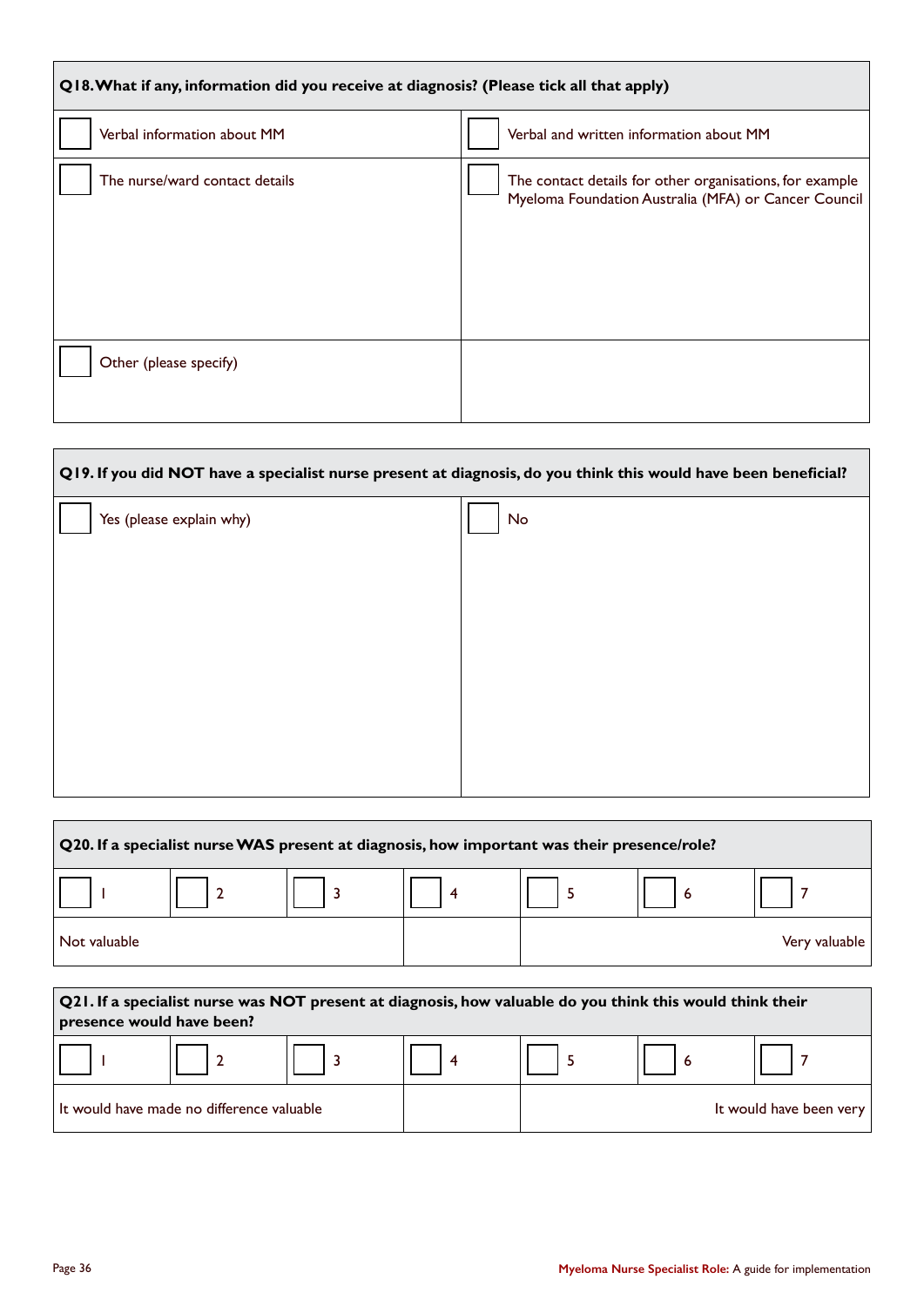| Q18. What if any, information did you receive at diagnosis? (Please tick all that apply) | |
|---|---|
| ☐ Verbal information about MM | ☐ Verbal and written information about MM |
| ☐ The nurse/ward contact details | ☐ The contact details for other organisations, for example Myeloma Foundation Australia (MFA) or Cancer Council |
| ☐ Other (please specify) | |

| Q19. If you did NOT have a specialist nurse present at diagnosis, do you think this would have been beneficial? | |
|---|---|
| ☐ Yes (please explain why) | ☐ No |

| Q20. If a specialist nurse WAS present at diagnosis, how important was their presence/role? | | | | | | |
|---|---|---|---|---|---|---|
| ☐ 1 | ☐ 2 | ☐ 3 | ☐ 4 | ☐ 5 | ☐ 6 | ☐ 7 |
| Not valuable | | | | | | Very valuable |

| Q21. If a specialist nurse was NOT present at diagnosis, how valuable do you think this would think their presence would have been? | | | | | | |
|---|---|---|---|---|---|---|
| ☐ 1 | ☐ 2 | ☐ 3 | ☐ 4 | ☐ 5 | ☐ 6 | ☐ 7 |
| It would have made no difference valuable | | | | | | It would have been very |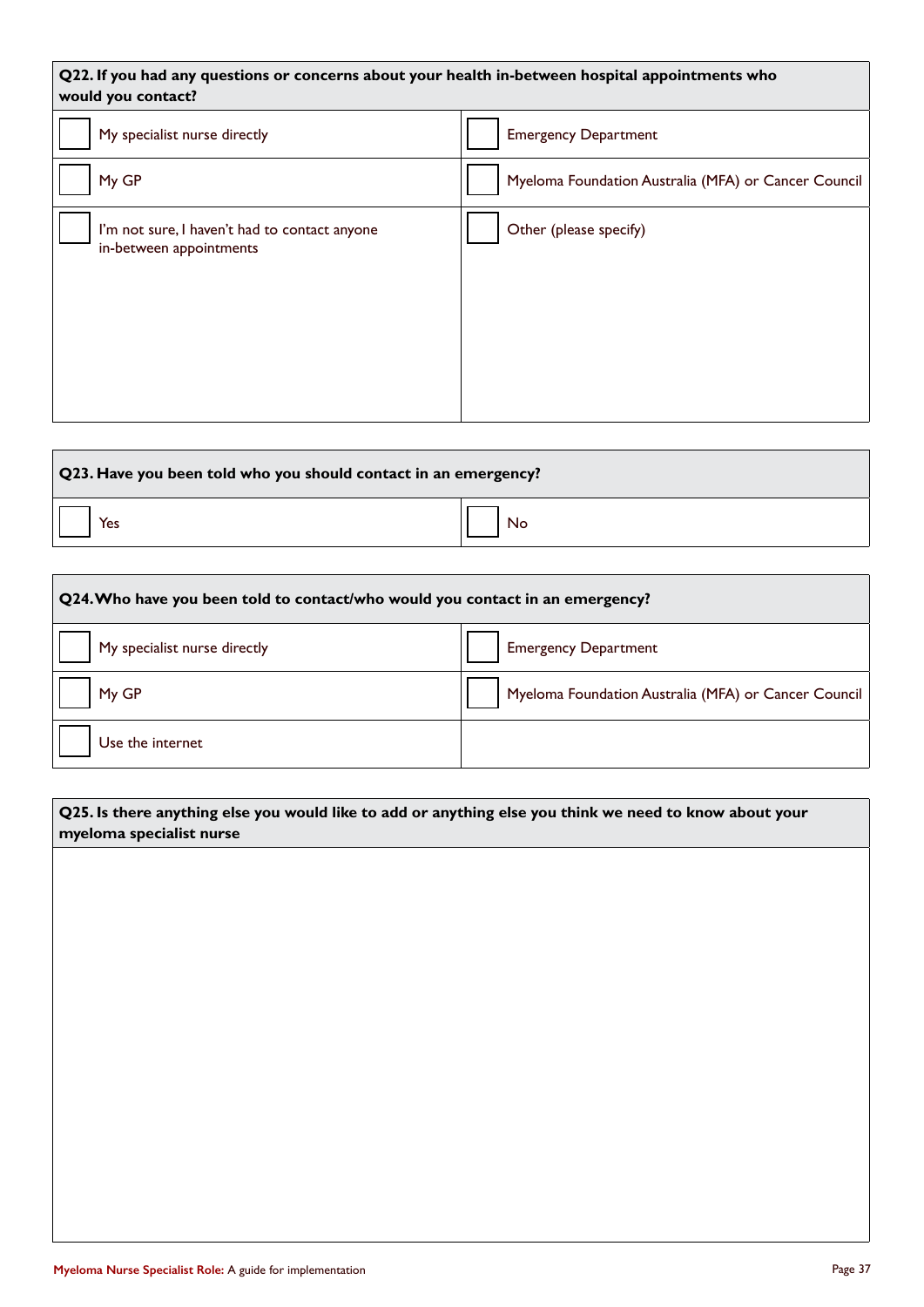**Q22. If you had any questions or concerns about your health in-between hospital appointments who would you contact?**

| | |
|---|---|
| ☐ My specialist nurse directly | ☐ Emergency Department |
| ☐ My GP | ☐ Myeloma Foundation Australia (MFA) or Cancer Council |
| ☐ I'm not sure, I haven't had to contact anyone in-between appointments | ☐ Other (please specify) |

**Q23. Have you been told who you should contact in an emergency?**

| | |
|---|---|
| ☐ Yes | ☐ No |

**Q24. Who have you been told to contact/who would you contact in an emergency?**

| | |
|---|---|
| ☐ My specialist nurse directly | ☐ Emergency Department |
| ☐ My GP | ☐ Myeloma Foundation Australia (MFA) or Cancer Council |
| ☐ Use the internet | |

**Q25. Is there anything else you would like to add or anything else you think we need to know about your myeloma specialist nurse**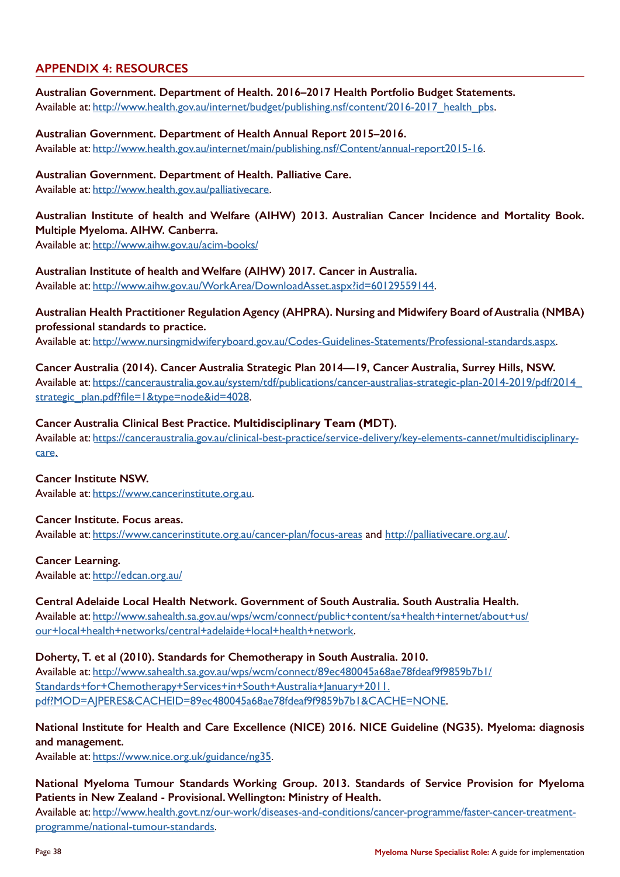## APPENDIX 4: RESOURCES

**Australian Government. Department of Health. 2016–2017 Health Portfolio Budget Statements.**
Available at: http://www.health.gov.au/internet/budget/publishing.nsf/content/2016-2017_health_pbs.

**Australian Government. Department of Health Annual Report 2015–2016.**
Available at: http://www.health.gov.au/internet/main/publishing.nsf/Content/annual-report2015-16.

**Australian Government. Department of Health. Palliative Care.**
Available at: http://www.health.gov.au/palliativecare.

**Australian Institute of health and Welfare (AIHW) 2013. Australian Cancer Incidence and Mortality Book. Multiple Myeloma. AIHW. Canberra.**
Available at: http://www.aihw.gov.au/acim-books/

**Australian Institute of health and Welfare (AIHW) 2017. Cancer in Australia.**
Available at: http://www.aihw.gov.au/WorkArea/DownloadAsset.aspx?id=60129559144.

**Australian Health Practitioner Regulation Agency (AHPRA). Nursing and Midwifery Board of Australia (NMBA) professional standards to practice.**
Available at: http://www.nursingmidwiferyboard.gov.au/Codes-Guidelines-Statements/Professional-standards.aspx.

**Cancer Australia (2014). Cancer Australia Strategic Plan 2014—19, Cancer Australia, Surrey Hills, NSW.**
Available at: https://canceraustralia.gov.au/system/tdf/publications/cancer-australias-strategic-plan-2014-2019/pdf/2014_strategic_plan.pdf?file=1&type=node&id=4028.

**Cancer Australia Clinical Best Practice. Multidisciplinary Team (MDT).**
Available at: https://canceraustralia.gov.au/clinical-best-practice/service-delivery/key-elements-cannet/multidisciplinary-care.

**Cancer Institute NSW.**
Available at: https://www.cancerinstitute.org.au.

**Cancer Institute. Focus areas.**
Available at: https://www.cancerinstitute.org.au/cancer-plan/focus-areas and http://palliativecare.org.au/.

**Cancer Learning.**
Available at: http://edcan.org.au/

**Central Adelaide Local Health Network. Government of South Australia. South Australia Health.**
Available at: http://www.sahealth.sa.gov.au/wps/wcm/connect/public+content/sa+health+internet/about+us/our+local+health+networks/central+adelaide+local+health+network.

**Doherty, T. et al (2010). Standards for Chemotherapy in South Australia. 2010.**
Available at: http://www.sahealth.sa.gov.au/wps/wcm/connect/89ec480045a68ae78fdeaf9f9859b7b1/Standards+for+Chemotherapy+Services+in+South+Australia+January+2011.pdf?MOD=AJPERES&CACHEID=89ec480045a68ae78fdeaf9f9859b7b1&CACHE=NONE.

**National Institute for Health and Care Excellence (NICE) 2016. NICE Guideline (NG35). Myeloma: diagnosis and management.**
Available at: https://www.nice.org.uk/guidance/ng35.

**National Myeloma Tumour Standards Working Group. 2013. Standards of Service Provision for Myeloma Patients in New Zealand - Provisional. Wellington: Ministry of Health.**
Available at: http://www.health.govt.nz/our-work/diseases-and-conditions/cancer-programme/faster-cancer-treatment-programme/national-tumour-standards.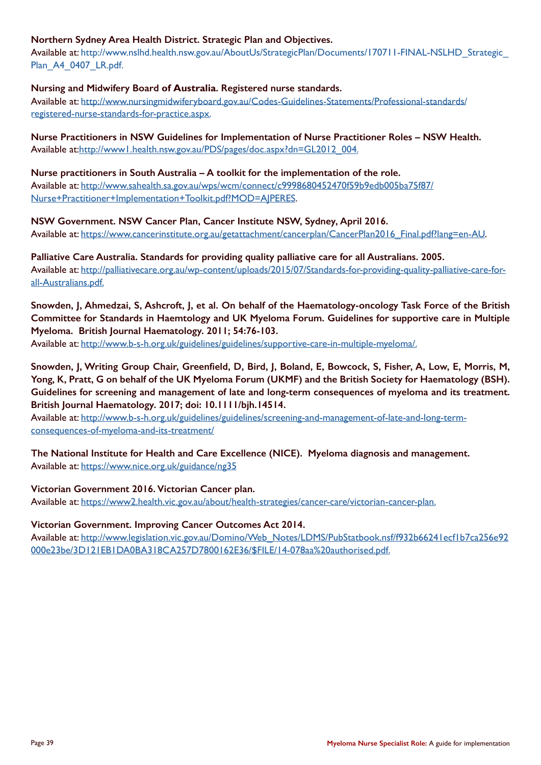**Northern Sydney Area Health District. Strategic Plan and Objectives.**
Available at: http://www.nslhd.health.nsw.gov.au/AboutUs/StrategicPlan/Documents/170711-FINAL-NSLHD_Strategic_Plan_A4_0407_LR.pdf.

**Nursing and Midwifery Board of Australia. Registered nurse standards.**
Available at: http://www.nursingmidwiferyboard.gov.au/Codes-Guidelines-Statements/Professional-standards/registered-nurse-standards-for-practice.aspx.

**Nurse Practitioners in NSW Guidelines for Implementation of Nurse Practitioner Roles – NSW Health.**
Available at:http://www1.health.nsw.gov.au/PDS/pages/doc.aspx?dn=GL2012_004.

**Nurse practitioners in South Australia – A toolkit for the implementation of the role.**
Available at: http://www.sahealth.sa.gov.au/wps/wcm/connect/c9998680452470f59b9edb005ba75f87/Nurse+Practitioner+Implementation+Toolkit.pdf?MOD=AJPERES.

**NSW Government. NSW Cancer Plan, Cancer Institute NSW, Sydney, April 2016.**
Available at: https://www.cancerinstitute.org.au/getattachment/cancerplan/CancerPlan2016_Final.pdf?lang=en-AU.

**Palliative Care Australia. Standards for providing quality palliative care for all Australians. 2005.**
Available at: http://palliativecare.org.au/wp-content/uploads/2015/07/Standards-for-providing-quality-palliative-care-for-all-Australians.pdf.

**Snowden, J, Ahmedzai, S, Ashcroft, J, et al. On behalf of the Haematology-oncology Task Force of the British Committee for Standards in Haemtology and UK Myeloma Forum. Guidelines for supportive care in Multiple Myeloma. British Journal Haematology. 2011; 54:76-103.**
Available at: http://www.b-s-h.org.uk/guidelines/guidelines/supportive-care-in-multiple-myeloma/.

**Snowden, J, Writing Group Chair, Greenfield, D, Bird, J, Boland, E, Bowcock, S, Fisher, A, Low, E, Morris, M, Yong, K, Pratt, G on behalf of the UK Myeloma Forum (UKMF) and the British Society for Haematology (BSH). Guidelines for screening and management of late and long-term consequences of myeloma and its treatment. British Journal Haematology. 2017; doi: 10.1111/bjh.14514.**
Available at: http://www.b-s-h.org.uk/guidelines/guidelines/screening-and-management-of-late-and-long-term-consequences-of-myeloma-and-its-treatment/

**The National Institute for Health and Care Excellence (NICE). Myeloma diagnosis and management.**
Available at: https://www.nice.org.uk/guidance/ng35

**Victorian Government 2016. Victorian Cancer plan.**
Available at: https://www2.health.vic.gov.au/about/health-strategies/cancer-care/victorian-cancer-plan.

**Victorian Government. Improving Cancer Outcomes Act 2014.**
Available at: http://www.legislation.vic.gov.au/Domino/Web_Notes/LDMS/PubStatbook.nsf/f932b66241ecf1b7ca256e92000e23be/3D121EB1DA0BA318CA257D7800162E36/$FILE/14-078aa%20authorised.pdf.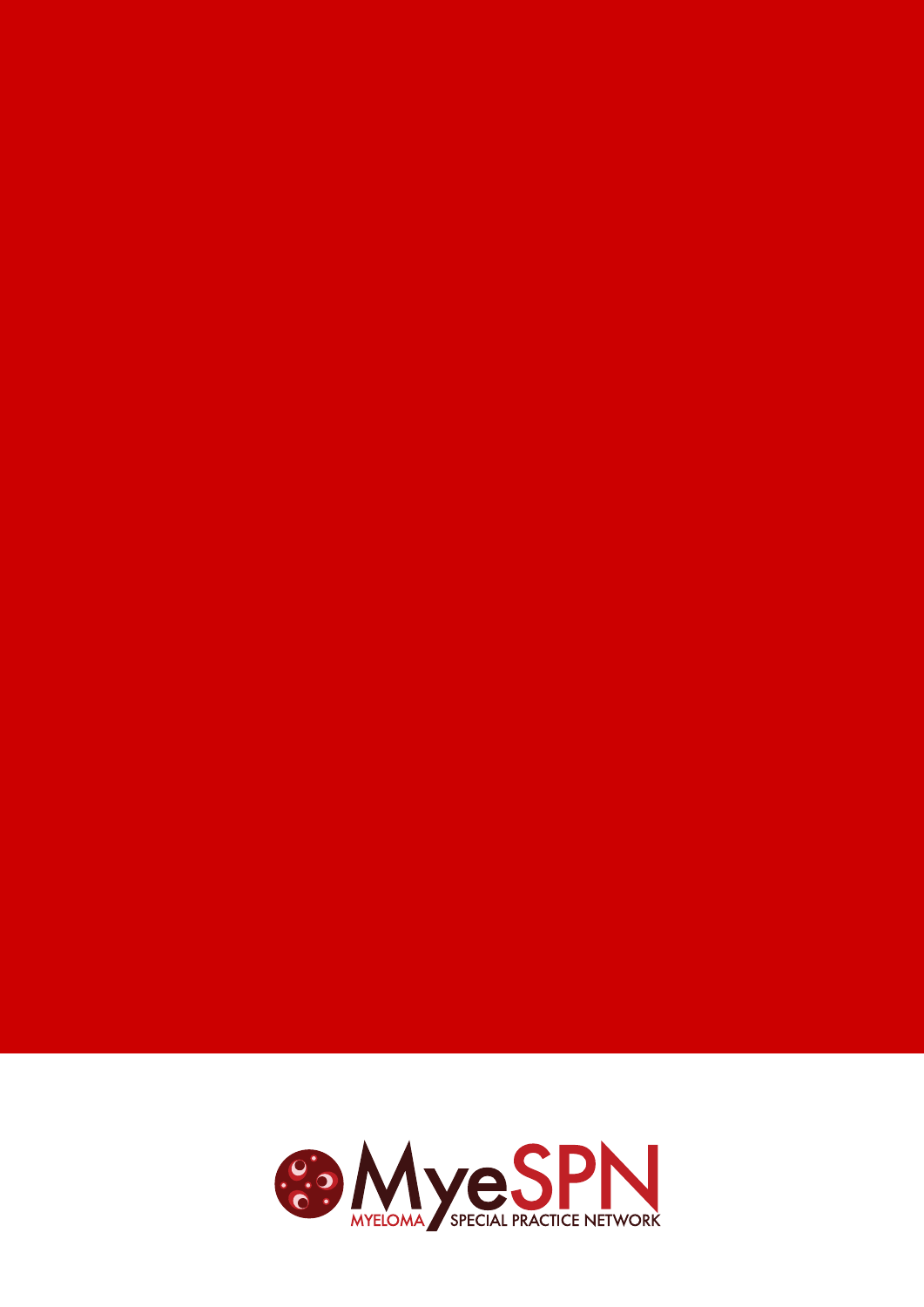MyeSPN

MYELOMA SPECIAL PRACTICE NETWORK